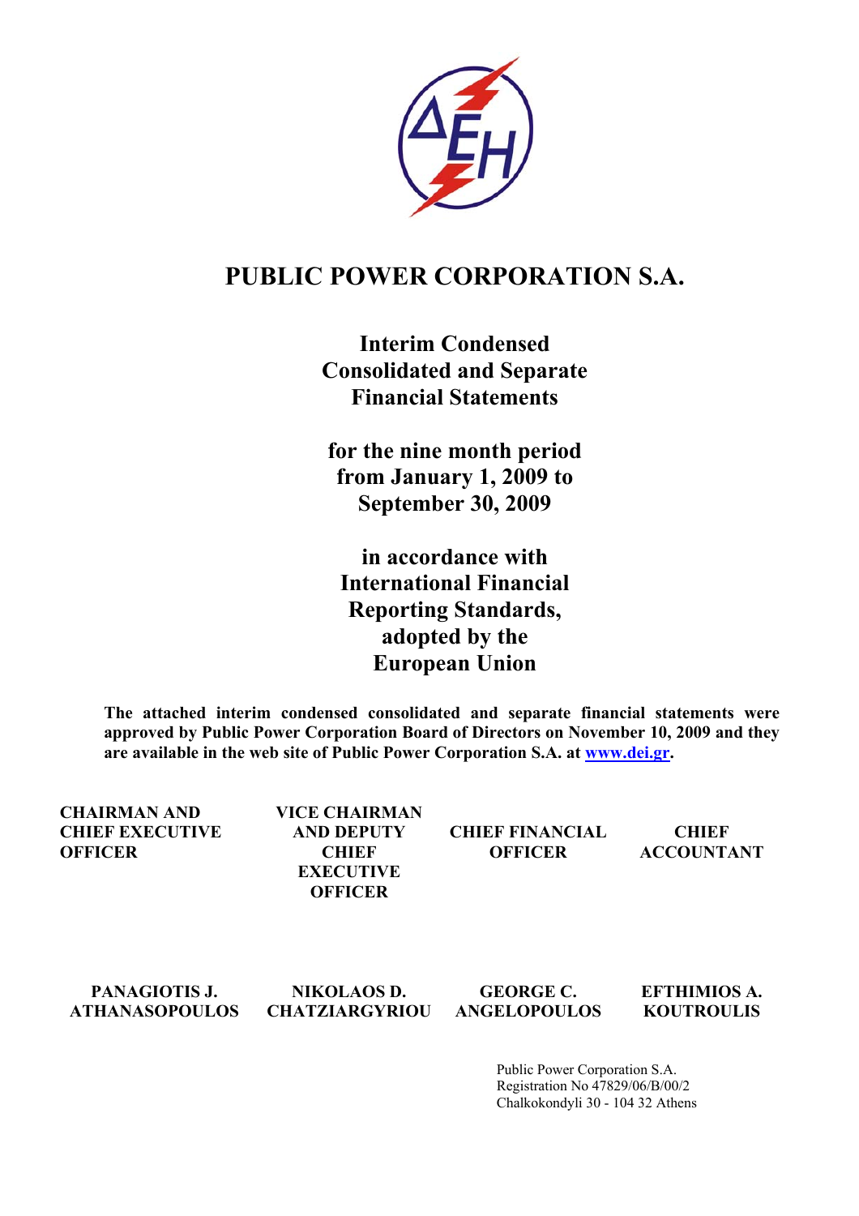# PUBLIC POWER CORPORATION S.A.

## Interim Condensed Consolidated and Separate Financial Statements

## for the nine month period from January 1, 2009 to September 30, 2009

## in accordance with International Financial Reporting Standards, adopted by the European Union

**The attached interim condensed consolidated and separate financial statements were approved by Public Power Corporation Board of Directors on November 10, 2009 and they are available in the web site of Public Power Corporation S.A. at [www.dei.gr](http://www.dei.gr).**

| CHAIRMAN AND CHIEF EXECUTIVE OFFICER | VICE CHAIRMAN AND DEPUTY CHIEF EXECUTIVE OFFICER | CHIEF FINANCIAL OFFICER | CHIEF ACCOUNTANT |
|---|---|---|---|
| PANAGIOTIS J. ATHANASOPOULOS | NIKOLAOS D. CHATZIARGYRIOU | GEORGE C. ANGELOPOULOS | EFTHIMIOS A. KOUTROULIS |

Public Power Corporation S.A.
Registration No 47829/06/B/00/2
Chalkokondyli 30 - 104 32 Athens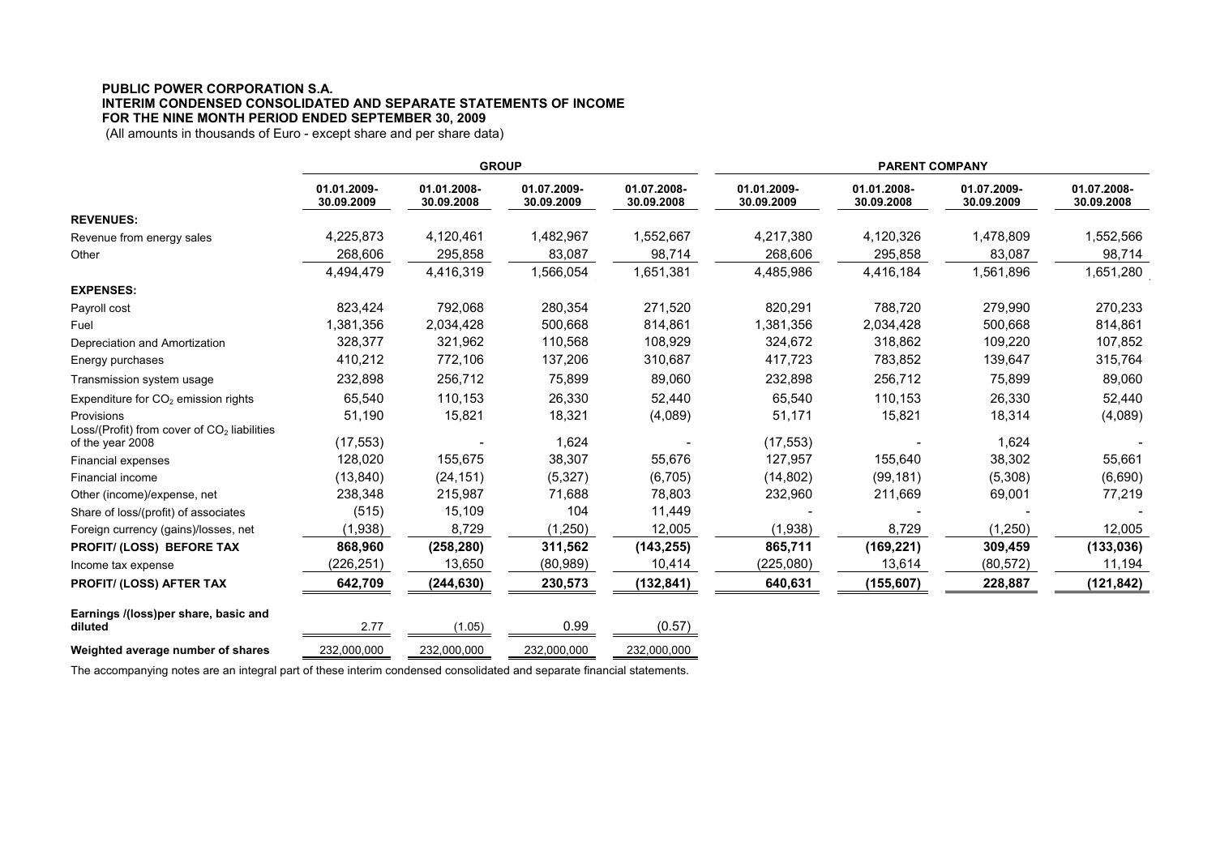**PUBLIC POWER CORPORATION S.A.**
**INTERIM CONDENSED CONSOLIDATED AND SEPARATE STATEMENTS OF INCOME**
**FOR THE NINE MONTH PERIOD ENDED SEPTEMBER 30, 2009**
(All amounts in thousands of Euro - except share and per share data)

| | GROUP | | | | PARENT COMPANY | | | |
|---|---|---|---|---|---|---|---|---|
| | 01.01.2009-30.09.2009 | 01.01.2008-30.09.2008 | 01.07.2009-30.09.2009 | 01.07.2008-30.09.2008 | 01.01.2009-30.09.2009 | 01.01.2008-30.09.2008 | 01.07.2009-30.09.2009 | 01.07.2008-30.09.2008 |
| **REVENUES:** | | | | | | | | |
| Revenue from energy sales | 4,225,873 | 4,120,461 | 1,482,967 | 1,552,667 | 4,217,380 | 4,120,326 | 1,478,809 | 1,552,566 |
| Other | 268,606 | 295,858 | 83,087 | 98,714 | 268,606 | 295,858 | 83,087 | 98,714 |
| | 4,494,479 | 4,416,319 | 1,566,054 | 1,651,381 | 4,485,986 | 4,416,184 | 1,561,896 | 1,651,280 |
| **EXPENSES:** | | | | | | | | |
| Payroll cost | 823,424 | 792,068 | 280,354 | 271,520 | 820,291 | 788,720 | 279,990 | 270,233 |
| Fuel | 1,381,356 | 2,034,428 | 500,668 | 814,861 | 1,381,356 | 2,034,428 | 500,668 | 814,861 |
| Depreciation and Amortization | 328,377 | 321,962 | 110,568 | 108,929 | 324,672 | 318,862 | 109,220 | 107,852 |
| Energy purchases | 410,212 | 772,106 | 137,206 | 310,687 | 417,723 | 783,852 | 139,647 | 315,764 |
| Transmission system usage | 232,898 | 256,712 | 75,899 | 89,060 | 232,898 | 256,712 | 75,899 | 89,060 |
| Expenditure for $CO_2$ emission rights | 65,540 | 110,153 | 26,330 | 52,440 | 65,540 | 110,153 | 26,330 | 52,440 |
| Provisions | 51,190 | 15,821 | 18,321 | (4,089) | 51,171 | 15,821 | 18,314 | (4,089) |
| Loss/(Profit) from cover of $CO_2$ liabilities of the year 2008 | (17,553) | - | 1,624 | - | (17,553) | - | 1,624 | - |
| Financial expenses | 128,020 | 155,675 | 38,307 | 55,676 | 127,957 | 155,640 | 38,302 | 55,661 |
| Financial income | (13,840) | (24,151) | (5,327) | (6,705) | (14,802) | (99,181) | (5,308) | (6,690) |
| Other (income)/expense, net | 238,348 | 215,987 | 71,688 | 78,803 | 232,960 | 211,669 | 69,001 | 77,219 |
| Share of loss/(profit) of associates | (515) | 15,109 | 104 | 11,449 | - | - | - | - |
| Foreign currency (gains)/losses, net | (1,938) | 8,729 | (1,250) | 12,005 | (1,938) | 8,729 | (1,250) | 12,005 |
| **PROFIT/ (LOSS) BEFORE TAX** | **868,960** | **(258,280)** | **311,562** | **(143,255)** | **865,711** | **(169,221)** | **309,459** | **(133,036)** |
| Income tax expense | (226,251) | 13,650 | (80,989) | 10,414 | (225,080) | 13,614 | (80,572) | 11,194 |
| **PROFIT/ (LOSS) AFTER TAX** | **642,709** | **(244,630)** | **230,573** | **(132,841)** | **640,631** | **(155,607)** | **228,887** | **(121,842)** |
| **Earnings /(loss)per share, basic and diluted** | 2.77 | (1.05) | 0.99 | (0.57) | | | | |
| **Weighted average number of shares** | 232,000,000 | 232,000,000 | 232,000,000 | 232,000,000 | | | | |

The accompanying notes are an integral part of these interim condensed consolidated and separate financial statements.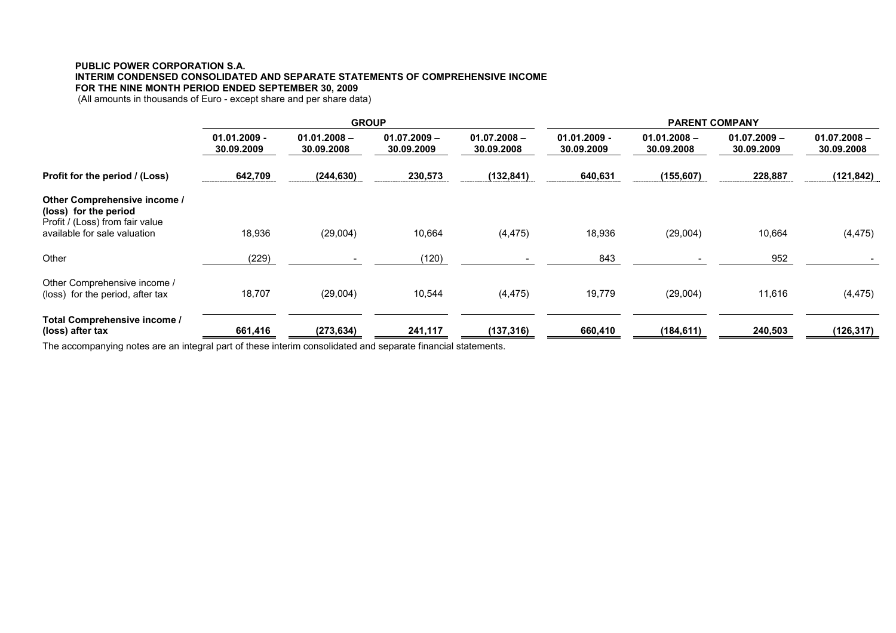**PUBLIC POWER CORPORATION S.A.**
**INTERIM CONDENSED CONSOLIDATED AND SEPARATE STATEMENTS OF COMPREHENSIVE INCOME**
**FOR THE NINE MONTH PERIOD ENDED SEPTEMBER 30, 2009**
(All amounts in thousands of Euro - except share and per share data)

| | GROUP | | | | PARENT COMPANY | | | |
|---|---|---|---|---|---|---|---|---|
| | 01.01.2009 - 30.09.2009 | 01.01.2008 – 30.09.2008 | 01.07.2009 – 30.09.2009 | 01.07.2008 – 30.09.2008 | 01.01.2009 - 30.09.2009 | 01.01.2008 – 30.09.2008 | 01.07.2009 – 30.09.2009 | 01.07.2008 – 30.09.2008 |
| **Profit for the period / (Loss)** | **642,709** | **(244,630)** | **230,573** | **(132,841)** | **640,631** | **(155,607)** | **228,887** | **(121,842)** |
| **Other Comprehensive income / (loss) for the period** | | | | | | | | |
| Profit / (Loss) from fair value available for sale valuation | 18,936 | (29,004) | 10,664 | (4,475) | 18,936 | (29,004) | 10,664 | (4,475) |
| Other | (229) | - | (120) | - | 843 | - | 952 | - |
| Other Comprehensive income / (loss) for the period, after tax | 18,707 | (29,004) | 10,544 | (4,475) | 19,779 | (29,004) | 11,616 | (4,475) |
| **Total Comprehensive income / (loss) after tax** | **661,416** | **(273,634)** | **241,117** | **(137,316)** | **660,410** | **(184,611)** | **240,503** | **(126,317)** |

The accompanying notes are an integral part of these interim consolidated and separate financial statements.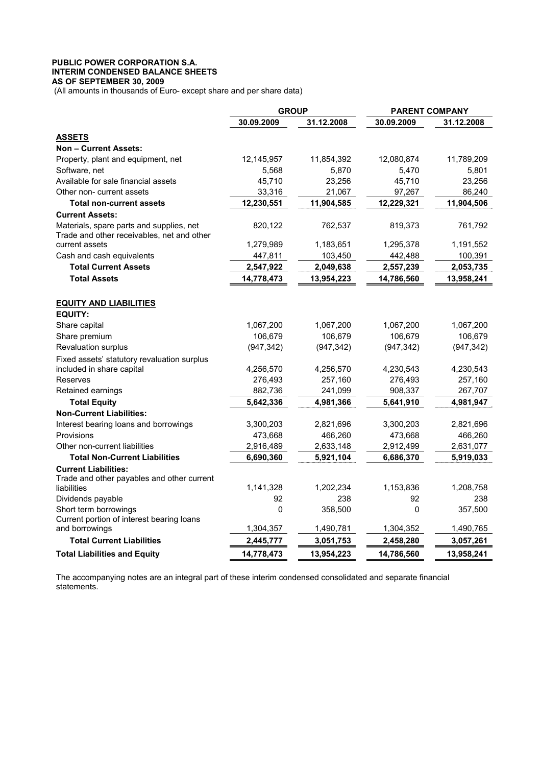**PUBLIC POWER CORPORATION S.A.**
**INTERIM CONDENSED BALANCE SHEETS**
**AS OF SEPTEMBER 30, 2009**
(All amounts in thousands of Euro- except share and per share data)

| | GROUP | | PARENT COMPANY | |
|---|---|---|---|---|
| | **30.09.2009** | **31.12.2008** | **30.09.2009** | **31.12.2008** |
| **ASSETS** | | | | |
| **Non – Current Assets:** | | | | |
| Property, plant and equipment, net | 12,145,957 | 11,854,392 | 12,080,874 | 11,789,209 |
| Software, net | 5,568 | 5,870 | 5,470 | 5,801 |
| Available for sale financial assets | 45,710 | 23,256 | 45,710 | 23,256 |
| Other non- current assets | 33,316 | 21,067 | 97,267 | 86,240 |
| **Total non-current assets** | **12,230,551** | **11,904,585** | **12,229,321** | **11,904,506** |
| **Current Assets:** | | | | |
| Materials, spare parts and supplies, net | 820,122 | 762,537 | 819,373 | 761,792 |
| Trade and other receivables, net and other current assets | 1,279,989 | 1,183,651 | 1,295,378 | 1,191,552 |
| Cash and cash equivalents | 447,811 | 103,450 | 442,488 | 100,391 |
| **Total Current Assets** | **2,547,922** | **2,049,638** | **2,557,239** | **2,053,735** |
| **Total Assets** | **14,778,473** | **13,954,223** | **14,786,560** | **13,958,241** |
| **EQUITY AND LIABILITIES** | | | | |
| **EQUITY:** | | | | |
| Share capital | 1,067,200 | 1,067,200 | 1,067,200 | 1,067,200 |
| Share premium | 106,679 | 106,679 | 106,679 | 106,679 |
| Revaluation surplus | (947,342) | (947,342) | (947,342) | (947,342) |
| Fixed assets' statutory revaluation surplus included in share capital | 4,256,570 | 4,256,570 | 4,230,543 | 4,230,543 |
| Reserves | 276,493 | 257,160 | 276,493 | 257,160 |
| Retained earnings | 882,736 | 241,099 | 908,337 | 267,707 |
| **Total Equity** | **5,642,336** | **4,981,366** | **5,641,910** | **4,981,947** |
| **Non-Current Liabilities:** | | | | |
| Interest bearing loans and borrowings | 3,300,203 | 2,821,696 | 3,300,203 | 2,821,696 |
| Provisions | 473,668 | 466,260 | 473,668 | 466,260 |
| Other non-current liabilities | 2,916,489 | 2,633,148 | 2,912,499 | 2,631,077 |
| **Total Non-Current Liabilities** | **6,690,360** | **5,921,104** | **6,686,370** | **5,919,033** |
| **Current Liabilities:** | | | | |
| Trade and other payables and other current liabilities | 1,141,328 | 1,202,234 | 1,153,836 | 1,208,758 |
| Dividends payable | 92 | 238 | 92 | 238 |
| Short term borrowings | 0 | 358,500 | 0 | 357,500 |
| Current portion of interest bearing loans and borrowings | 1,304,357 | 1,490,781 | 1,304,352 | 1,490,765 |
| **Total Current Liabilities** | **2,445,777** | **3,051,753** | **2,458,280** | **3,057,261** |
| **Total Liabilities and Equity** | **14,778,473** | **13,954,223** | **14,786,560** | **13,958,241** |

The accompanying notes are an integral part of these interim condensed consolidated and separate financial statements.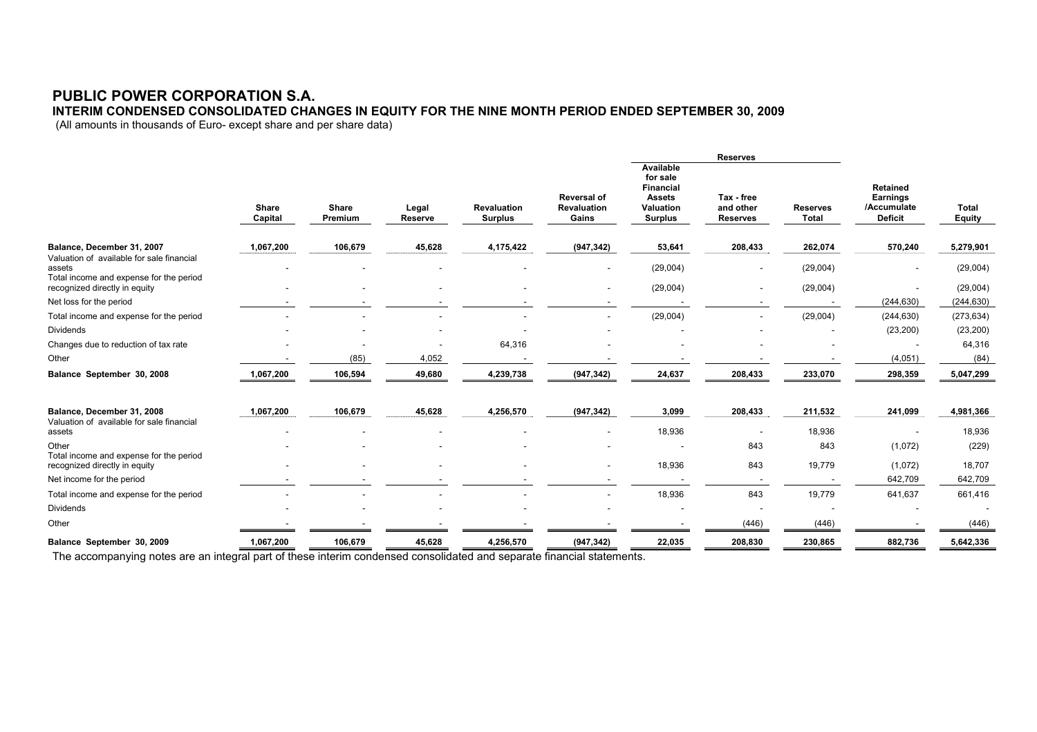# PUBLIC POWER CORPORATION S.A.

## INTERIM CONDENSED CONSOLIDATED CHANGES IN EQUITY FOR THE NINE MONTH PERIOD ENDED SEPTEMBER 30, 2009

(All amounts in thousands of Euro- except share and per share data)

| | Share Capital | Share Premium | Legal Reserve | Revaluation Surplus | Reversal of Revaluation Gains | Reserves: Available for sale Financial Assets Valuation Surplus | Reserves: Tax - free and other Reserves | Reserves Total | Retained Earnings /Accumulate Deficit | Total Equity |
|---|---|---|---|---|---|---|---|---|---|---|
| **Balance, December 31, 2007** | **1,067,200** | **106,679** | **45,628** | **4,175,422** | **(947,342)** | **53,641** | **208,433** | **262,074** | **570,240** | **5,279,901** |
| Valuation of available for sale financial assets | - | - | - | - | - | (29,004) | - | (29,004) | - | (29,004) |
| Total income and expense for the period recognized directly in equity | - | - | - | - | - | (29,004) | - | (29,004) | - | (29,004) |
| Net loss for the period | - | - | - | - | - | - | - | - | (244,630) | (244,630) |
| Total income and expense for the period | - | - | - | - | - | (29,004) | - | (29,004) | (244,630) | (273,634) |
| Dividends | - | - | - | - | - | - | - | - | (23,200) | (23,200) |
| Changes due to reduction of tax rate | - | - | - | 64,316 | - | - | - | - | - | 64,316 |
| Other | - | (85) | 4,052 | - | - | - | - | - | (4,051) | (84) |
| **Balance September 30, 2008** | **1,067,200** | **106,594** | **49,680** | **4,239,738** | **(947,342)** | **24,637** | **208,433** | **233,070** | **298,359** | **5,047,299** |
| | | | | | | | | | | |
| **Balance, December 31, 2008** | **1,067,200** | **106,679** | **45,628** | **4,256,570** | **(947,342)** | **3,099** | **208,433** | **211,532** | **241,099** | **4,981,366** |
| Valuation of available for sale financial assets | - | - | - | - | - | 18,936 | - | 18,936 | - | 18,936 |
| Other | - | - | - | - | - | - | 843 | 843 | (1,072) | (229) |
| Total income and expense for the period recognized directly in equity | - | - | - | - | - | 18,936 | 843 | 19,779 | (1,072) | 18,707 |
| Net income for the period | - | - | - | - | - | - | - | - | 642,709 | 642,709 |
| Total income and expense for the period | - | - | - | - | - | 18,936 | 843 | 19,779 | 641,637 | 661,416 |
| Dividends | - | - | - | - | - | - | - | - | - | - |
| Other | - | - | - | - | - | - | (446) | (446) | - | (446) |
| **Balance September 30, 2009** | **1,067,200** | **106,679** | **45,628** | **4,256,570** | **(947,342)** | **22,035** | **208,830** | **230,865** | **882,736** | **5,642,336** |

The accompanying notes are an integral part of these interim condensed consolidated and separate financial statements.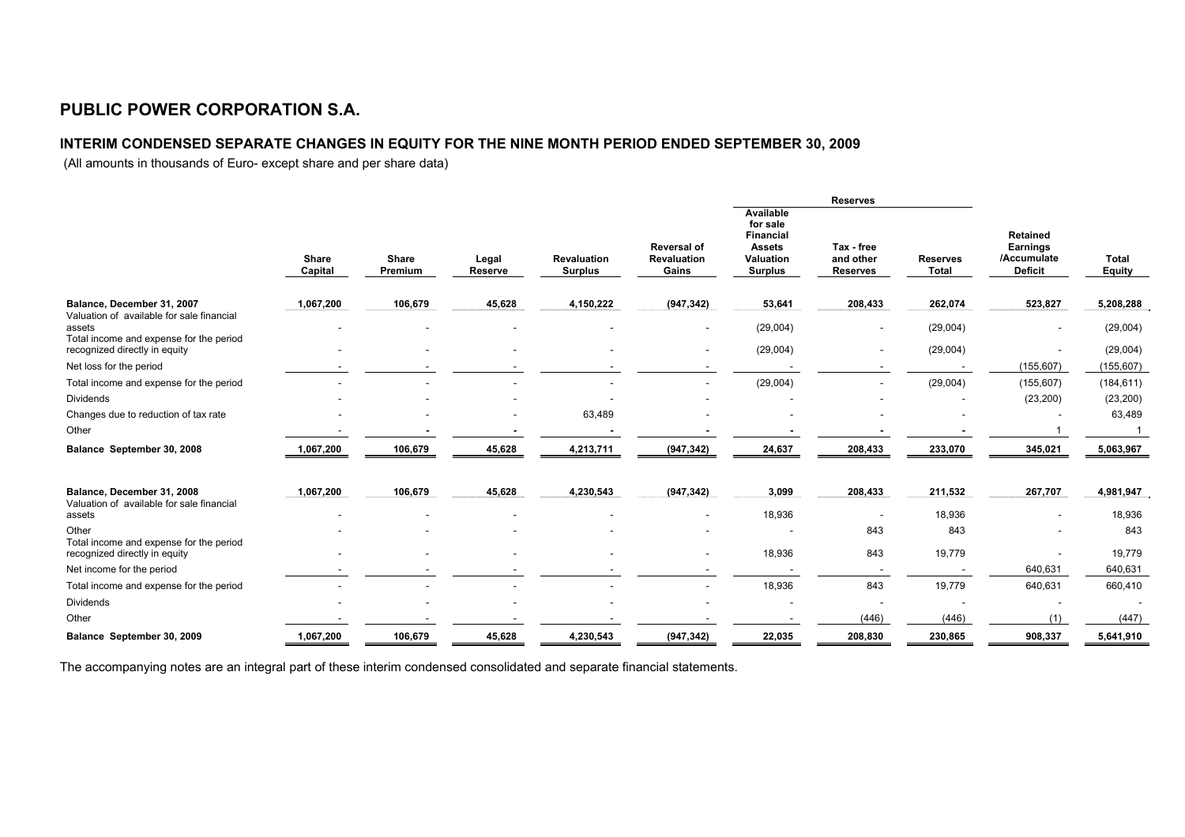# PUBLIC POWER CORPORATION S.A.

## INTERIM CONDENSED SEPARATE CHANGES IN EQUITY FOR THE NINE MONTH PERIOD ENDED SEPTEMBER 30, 2009

(All amounts in thousands of Euro- except share and per share data)

| | | | | | | Reserves | | | | |
|---|---|---|---|---|---|---|---|---|---|---|
| | Share Capital | Share Premium | Legal Reserve | Revaluation Surplus | Reversal of Revaluation Gains | Available for sale Financial Assets Valuation Surplus | Tax - free and other Reserves | Reserves Total | Retained Earnings /Accumulate Deficit | Total Equity |
| **Balance, December 31, 2007** | 1,067,200 | 106,679 | 45,628 | 4,150,222 | (947,342) | 53,641 | 208,433 | 262,074 | 523,827 | 5,208,288 |
| Valuation of available for sale financial assets | - | - | - | - | - | (29,004) | - | (29,004) | - | (29,004) |
| Total income and expense for the period recognized directly in equity | - | - | - | - | - | (29,004) | - | (29,004) | - | (29,004) |
| Net loss for the period | - | - | - | - | - | - | - | - | (155,607) | (155,607) |
| Total income and expense for the period | - | - | - | - | - | (29,004) | - | (29,004) | (155,607) | (184,611) |
| Dividends | - | - | - | - | - | - | - | - | (23,200) | (23,200) |
| Changes due to reduction of tax rate | - | - | - | 63,489 | - | - | - | - | - | 63,489 |
| Other | - | - | - | - | - | - | - | - | 1 | 1 |
| **Balance September 30, 2008** | 1,067,200 | 106,679 | 45,628 | 4,213,711 | (947,342) | 24,637 | 208,433 | 233,070 | 345,021 | 5,063,967 |
| | | | | | | | | | | |
| **Balance, December 31, 2008** | 1,067,200 | 106,679 | 45,628 | 4,230,543 | (947,342) | 3,099 | 208,433 | 211,532 | 267,707 | 4,981,947 |
| Valuation of available for sale financial assets | - | - | - | - | - | 18,936 | - | 18,936 | - | 18,936 |
| Other | - | - | - | - | - | - | 843 | 843 | - | 843 |
| Total income and expense for the period recognized directly in equity | - | - | - | - | - | 18,936 | 843 | 19,779 | - | 19,779 |
| Net income for the period | - | - | - | - | - | - | - | - | 640,631 | 640,631 |
| Total income and expense for the period | - | - | - | - | - | 18,936 | 843 | 19,779 | 640,631 | 660,410 |
| Dividends | - | - | - | - | - | - | - | - | - | - |
| Other | - | - | - | - | - | - | (446) | (446) | (1) | (447) |
| **Balance September 30, 2009** | 1,067,200 | 106,679 | 45,628 | 4,230,543 | (947,342) | 22,035 | 208,830 | 230,865 | 908,337 | 5,641,910 |

The accompanying notes are an integral part of these interim condensed consolidated and separate financial statements.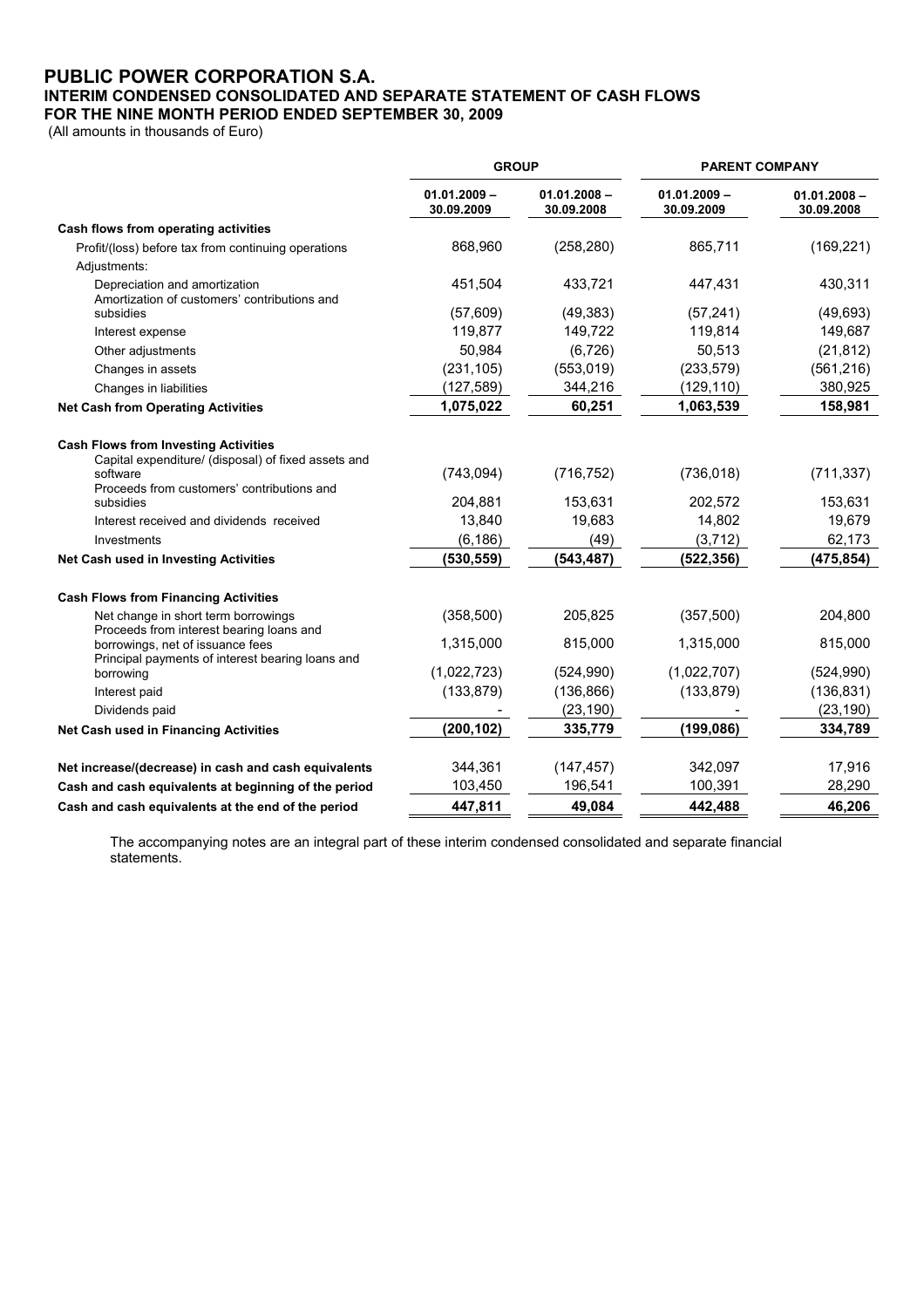# PUBLIC POWER CORPORATION S.A.
## INTERIM CONDENSED CONSOLIDATED AND SEPARATE STATEMENT OF CASH FLOWS
## FOR THE NINE MONTH PERIOD ENDED SEPTEMBER 30, 2009

(All amounts in thousands of Euro)

| | GROUP | | PARENT COMPANY | |
|---|---|---|---|---|
| | 01.01.2009 – 30.09.2009 | 01.01.2008 – 30.09.2008 | 01.01.2009 – 30.09.2009 | 01.01.2008 – 30.09.2008 |
| **Cash flows from operating activities** | | | | |
| Profit/(loss) before tax from continuing operations | 868,960 | (258,280) | 865,711 | (169,221) |
| Adjustments: | | | | |
| Depreciation and amortization | 451,504 | 433,721 | 447,431 | 430,311 |
| Amortization of customers' contributions and subsidies | (57,609) | (49,383) | (57,241) | (49,693) |
| Interest expense | 119,877 | 149,722 | 119,814 | 149,687 |
| Other adjustments | 50,984 | (6,726) | 50,513 | (21,812) |
| Changes in assets | (231,105) | (553,019) | (233,579) | (561,216) |
| Changes in liabilities | (127,589) | 344,216 | (129,110) | 380,925 |
| **Net Cash from Operating Activities** | **1,075,022** | **60,251** | **1,063,539** | **158,981** |
| **Cash Flows from Investing Activities** | | | | |
| Capital expenditure/ (disposal) of fixed assets and software | (743,094) | (716,752) | (736,018) | (711,337) |
| Proceeds from customers' contributions and subsidies | 204,881 | 153,631 | 202,572 | 153,631 |
| Interest received and dividends received | 13,840 | 19,683 | 14,802 | 19,679 |
| Investments | (6,186) | (49) | (3,712) | 62,173 |
| **Net Cash used in Investing Activities** | **(530,559)** | **(543,487)** | **(522,356)** | **(475,854)** |
| **Cash Flows from Financing Activities** | | | | |
| Net change in short term borrowings | (358,500) | 205,825 | (357,500) | 204,800 |
| Proceeds from interest bearing loans and borrowings, net of issuance fees | 1,315,000 | 815,000 | 1,315,000 | 815,000 |
| Principal payments of interest bearing loans and borrowing | (1,022,723) | (524,990) | (1,022,707) | (524,990) |
| Interest paid | (133,879) | (136,866) | (133,879) | (136,831) |
| Dividends paid | - | (23,190) | - | (23,190) |
| **Net Cash used in Financing Activities** | **(200,102)** | **335,779** | **(199,086)** | **334,789** |
| **Net increase/(decrease) in cash and cash equivalents** | 344,361 | (147,457) | 342,097 | 17,916 |
| **Cash and cash equivalents at beginning of the period** | 103,450 | 196,541 | 100,391 | 28,290 |
| **Cash and cash equivalents at the end of the period** | **447,811** | **49,084** | **442,488** | **46,206** |

The accompanying notes are an integral part of these interim condensed consolidated and separate financial statements.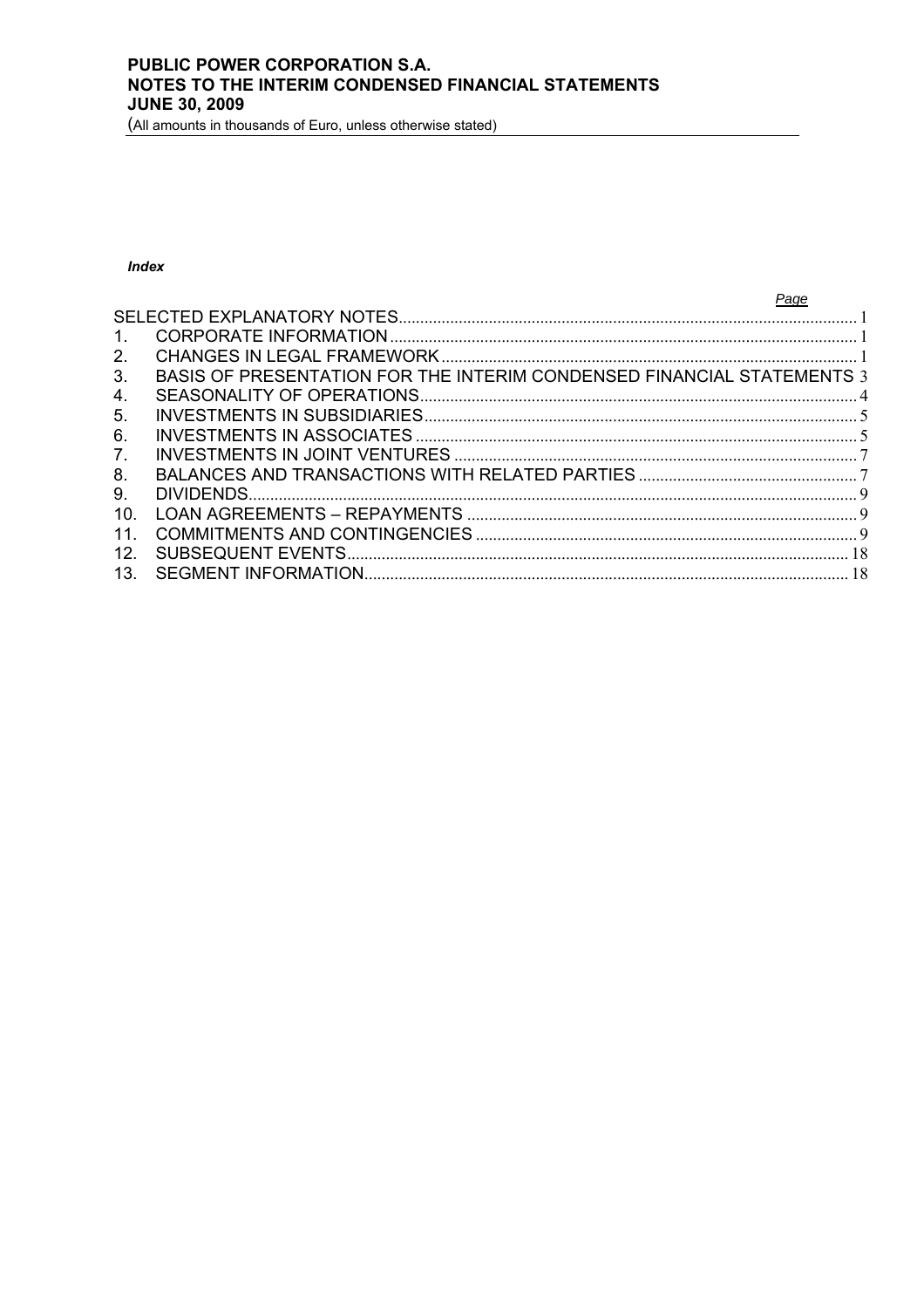***Index***

| | | *Page* |
|---|---|---|
| SELECTED EXPLANATORY NOTES | | 1 |
| 1. | CORPORATE INFORMATION | 1 |
| 2. | CHANGES IN LEGAL FRAMEWORK | 1 |
| 3. | BASIS OF PRESENTATION FOR THE INTERIM CONDENSED FINANCIAL STATEMENTS | 3 |
| 4. | SEASONALITY OF OPERATIONS | 4 |
| 5. | INVESTMENTS IN SUBSIDIARIES | 5 |
| 6. | INVESTMENTS IN ASSOCIATES | 5 |
| 7. | INVESTMENTS IN JOINT VENTURES | 7 |
| 8. | BALANCES AND TRANSACTIONS WITH RELATED PARTIES | 7 |
| 9. | DIVIDENDS | 9 |
| 10. | LOAN AGREEMENTS – REPAYMENTS | 9 |
| 11. | COMMITMENTS AND CONTINGENCIES | 9 |
| 12. | SUBSEQUENT EVENTS | 18 |
| 13. | SEGMENT INFORMATION | 18 |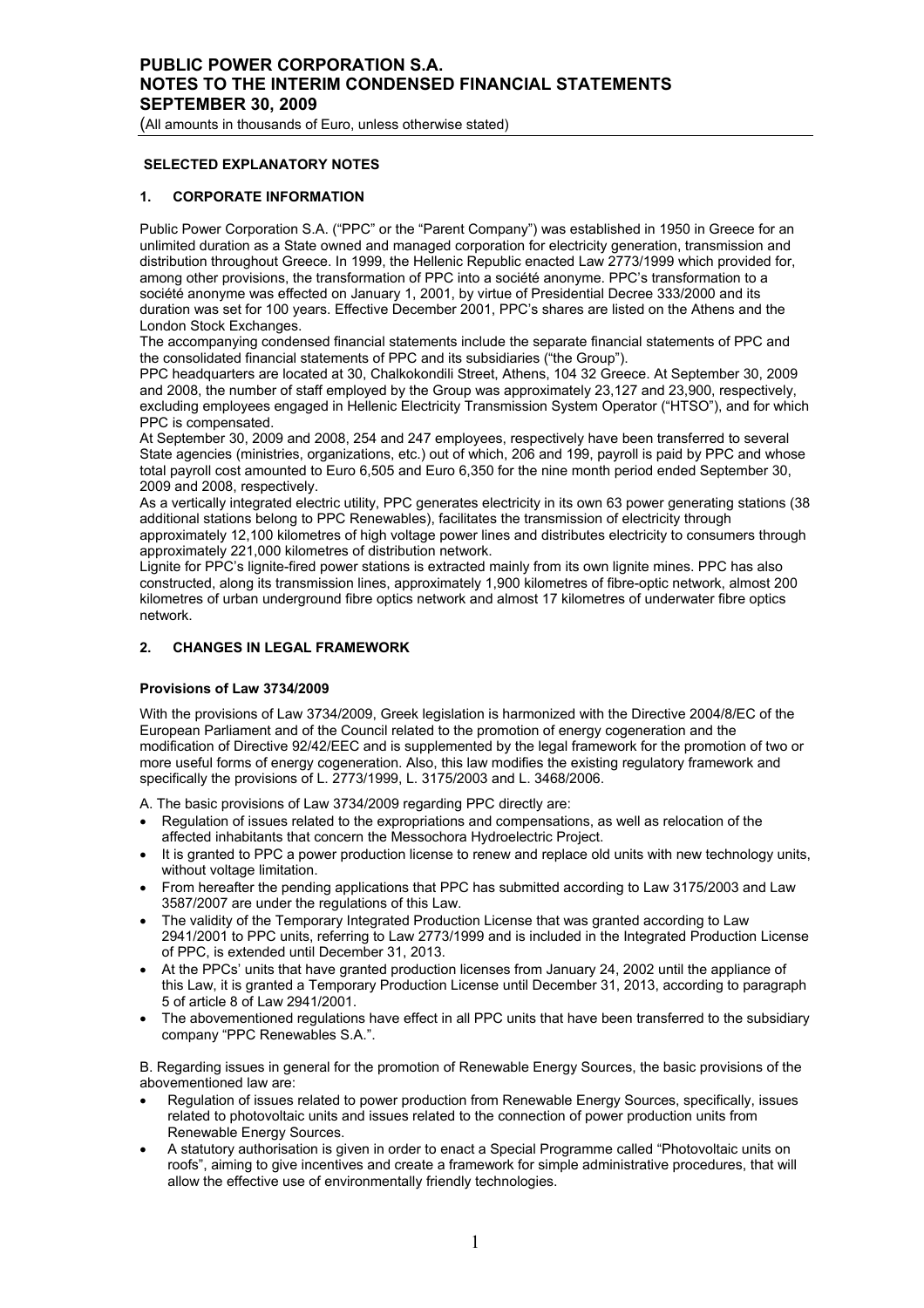## SELECTED EXPLANATORY NOTES

### 1. CORPORATE INFORMATION

Public Power Corporation S.A. ("PPC" or the "Parent Company") was established in 1950 in Greece for an unlimited duration as a State owned and managed corporation for electricity generation, transmission and distribution throughout Greece. In 1999, the Hellenic Republic enacted Law 2773/1999 which provided for, among other provisions, the transformation of PPC into a société anonyme. PPC's transformation to a société anonyme was effected on January 1, 2001, by virtue of Presidential Decree 333/2000 and its duration was set for 100 years. Effective December 2001, PPC's shares are listed on the Athens and the London Stock Exchanges.

The accompanying condensed financial statements include the separate financial statements of PPC and the consolidated financial statements of PPC and its subsidiaries ("the Group").

PPC headquarters are located at 30, Chalkokondili Street, Athens, 104 32 Greece. At September 30, 2009 and 2008, the number of staff employed by the Group was approximately 23,127 and 23,900, respectively, excluding employees engaged in Hellenic Electricity Transmission System Operator ("HTSO"), and for which PPC is compensated.

At September 30, 2009 and 2008, 254 and 247 employees, respectively have been transferred to several State agencies (ministries, organizations, etc.) out of which, 206 and 199, payroll is paid by PPC and whose total payroll cost amounted to Euro 6,505 and Euro 6,350 for the nine month period ended September 30, 2009 and 2008, respectively.

As a vertically integrated electric utility, PPC generates electricity in its own 63 power generating stations (38 additional stations belong to PPC Renewables), facilitates the transmission of electricity through approximately 12,100 kilometres of high voltage power lines and distributes electricity to consumers through approximately 221,000 kilometres of distribution network.

Lignite for PPC's lignite-fired power stations is extracted mainly from its own lignite mines. PPC has also constructed, along its transmission lines, approximately 1,900 kilometres of fibre-optic network, almost 200 kilometres of urban underground fibre optics network and almost 17 kilometres of underwater fibre optics network.

### 2. CHANGES IN LEGAL FRAMEWORK

#### Provisions of Law 3734/2009

With the provisions of Law 3734/2009, Greek legislation is harmonized with the Directive 2004/8/EC of the European Parliament and of the Council related to the promotion of energy cogeneration and the modification of Directive 92/42/EEC and is supplemented by the legal framework for the promotion of two or more useful forms of energy cogeneration. Also, this law modifies the existing regulatory framework and specifically the provisions of L. 2773/1999, L. 3175/2003 and L. 3468/2006.

A. The basic provisions of Law 3734/2009 regarding PPC directly are:

- Regulation of issues related to the expropriations and compensations, as well as relocation of the affected inhabitants that concern the Messochora Hydroelectric Project.
- It is granted to PPC a power production license to renew and replace old units with new technology units, without voltage limitation.
- From hereafter the pending applications that PPC has submitted according to Law 3175/2003 and Law 3587/2007 are under the regulations of this Law.
- The validity of the Temporary Integrated Production License that was granted according to Law 2941/2001 to PPC units, referring to Law 2773/1999 and is included in the Integrated Production License of PPC, is extended until December 31, 2013.
- At the PPCs' units that have granted production licenses from January 24, 2002 until the appliance of this Law, it is granted a Temporary Production License until December 31, 2013, according to paragraph 5 of article 8 of Law 2941/2001.
- The abovementioned regulations have effect in all PPC units that have been transferred to the subsidiary company "PPC Renewables S.A.".

B. Regarding issues in general for the promotion of Renewable Energy Sources, the basic provisions of the abovementioned law are:

- Regulation of issues related to power production from Renewable Energy Sources, specifically, issues related to photovoltaic units and issues related to the connection of power production units from Renewable Energy Sources.
- A statutory authorisation is given in order to enact a Special Programme called "Photovoltaic units on roofs", aiming to give incentives and create a framework for simple administrative procedures, that will allow the effective use of environmentally friendly technologies.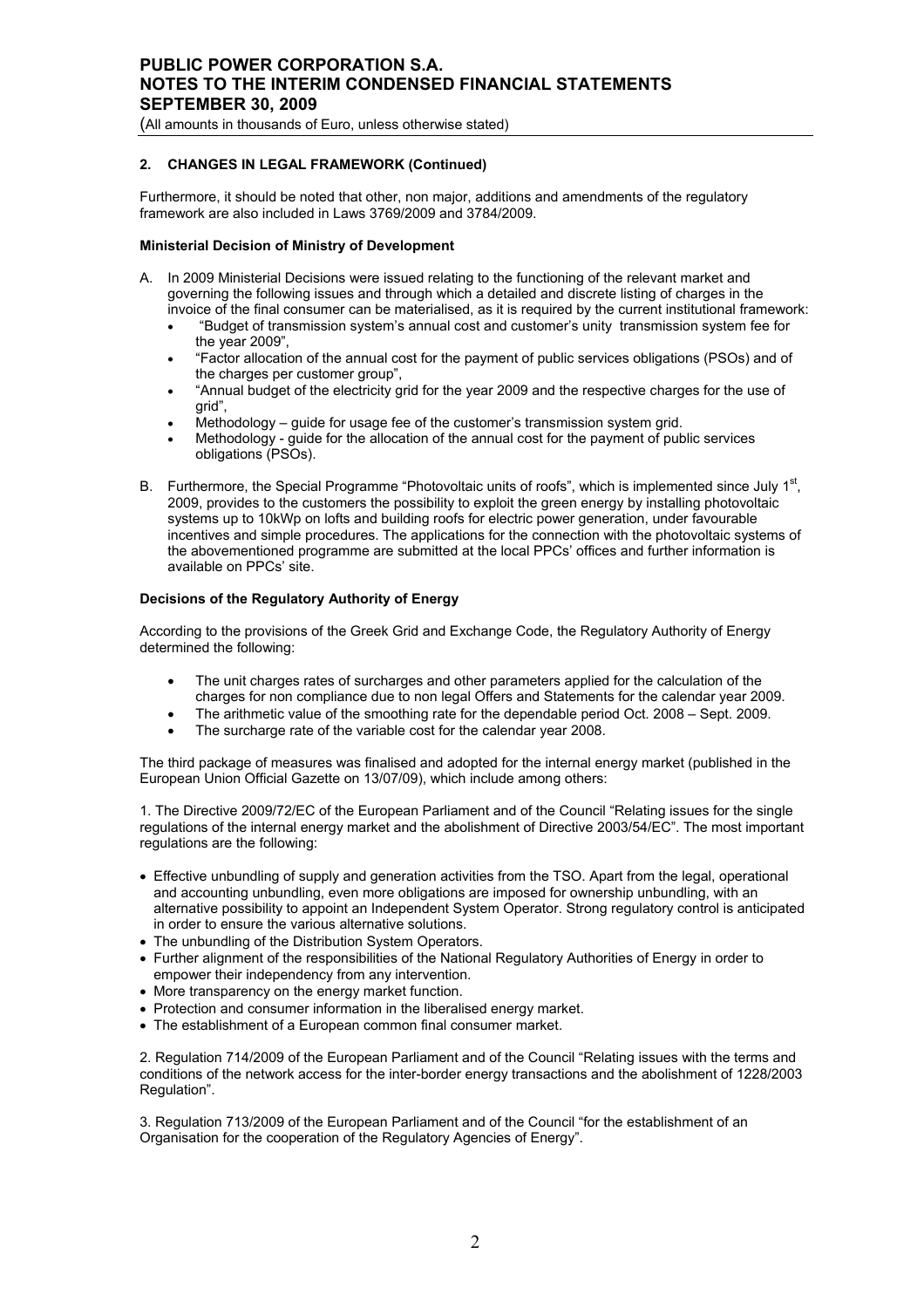## 2. CHANGES IN LEGAL FRAMEWORK (Continued)

Furthermore, it should be noted that other, non major, additions and amendments of the regulatory framework are also included in Laws 3769/2009 and 3784/2009.

**Ministerial Decision of Ministry of Development**

A. In 2009 Ministerial Decisions were issued relating to the functioning of the relevant market and governing the following issues and through which a detailed and discrete listing of charges in the invoice of the final consumer can be materialised, as it is required by the current institutional framework:
   - "Budget of transmission system's annual cost and customer's unity transmission system fee for the year 2009",
   - "Factor allocation of the annual cost for the payment of public services obligations (PSOs) and of the charges per customer group",
   - "Annual budget of the electricity grid for the year 2009 and the respective charges for the use of grid",
   - Methodology – guide for usage fee of the customer's transmission system grid.
   - Methodology - guide for the allocation of the annual cost for the payment of public services obligations (PSOs).

B. Furthermore, the Special Programme "Photovoltaic units of roofs", which is implemented since July 1st, 2009, provides to the customers the possibility to exploit the green energy by installing photovoltaic systems up to 10kWp on lofts and building roofs for electric power generation, under favourable incentives and simple procedures. The applications for the connection with the photovoltaic systems of the abovementioned programme are submitted at the local PPCs' offices and further information is available on PPCs' site.

**Decisions of the Regulatory Authority of Energy**

According to the provisions of the Greek Grid and Exchange Code, the Regulatory Authority of Energy determined the following:

- The unit charges rates of surcharges and other parameters applied for the calculation of the charges for non compliance due to non legal Offers and Statements for the calendar year 2009.
- The arithmetic value of the smoothing rate for the dependable period Oct. 2008 – Sept. 2009.
- The surcharge rate of the variable cost for the calendar year 2008.

The third package of measures was finalised and adopted for the internal energy market (published in the European Union Official Gazette on 13/07/09), which include among others:

1. The Directive 2009/72/EC of the European Parliament and of the Council "Relating issues for the single regulations of the internal energy market and the abolishment of Directive 2003/54/EC". The most important regulations are the following:

- Effective unbundling of supply and generation activities from the TSO. Apart from the legal, operational and accounting unbundling, even more obligations are imposed for ownership unbundling, with an alternative possibility to appoint an Independent System Operator. Strong regulatory control is anticipated in order to ensure the various alternative solutions.
- The unbundling of the Distribution System Operators.
- Further alignment of the responsibilities of the National Regulatory Authorities of Energy in order to empower their independency from any intervention.
- More transparency on the energy market function.
- Protection and consumer information in the liberalised energy market.
- The establishment of a European common final consumer market.

2. Regulation 714/2009 of the European Parliament and of the Council "Relating issues with the terms and conditions of the network access for the inter-border energy transactions and the abolishment of 1228/2003 Regulation".

3. Regulation 713/2009 of the European Parliament and of the Council "for the establishment of an Organisation for the cooperation of the Regulatory Agencies of Energy".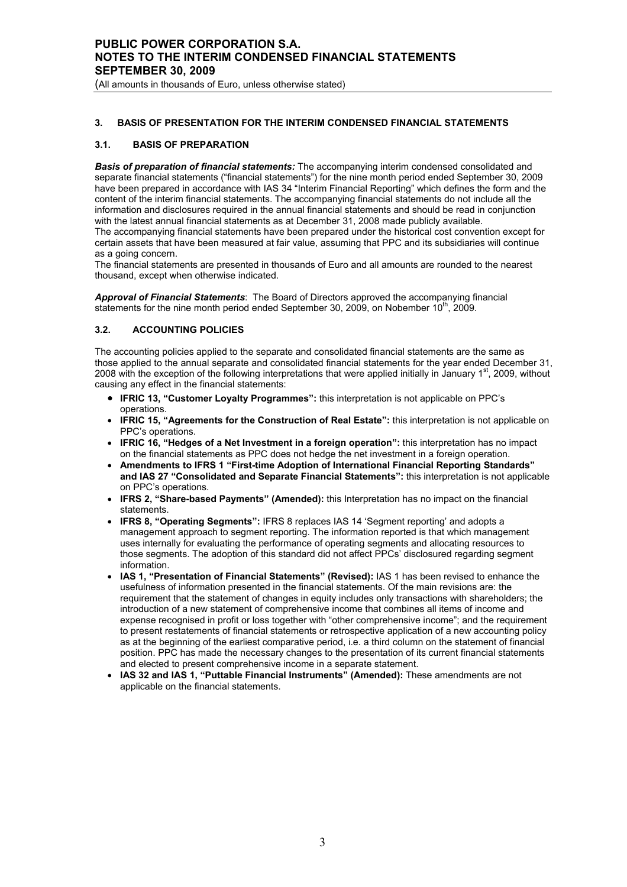## 3. BASIS OF PRESENTATION FOR THE INTERIM CONDENSED FINANCIAL STATEMENTS

### 3.1. BASIS OF PREPARATION

***Basis of preparation of financial statements:*** The accompanying interim condensed consolidated and separate financial statements ("financial statements") for the nine month period ended September 30, 2009 have been prepared in accordance with IAS 34 "Interim Financial Reporting" which defines the form and the content of the interim financial statements. The accompanying financial statements do not include all the information and disclosures required in the annual financial statements and should be read in conjunction with the latest annual financial statements as at December 31, 2008 made publicly available.
The accompanying financial statements have been prepared under the historical cost convention except for certain assets that have been measured at fair value, assuming that PPC and its subsidiaries will continue as a going concern.
The financial statements are presented in thousands of Euro and all amounts are rounded to the nearest thousand, except when otherwise indicated.

***Approval of Financial Statements***: The Board of Directors approved the accompanying financial statements for the nine month period ended September 30, 2009, on Nobember 10th, 2009.

### 3.2. ACCOUNTING POLICIES

The accounting policies applied to the separate and consolidated financial statements are the same as those applied to the annual separate and consolidated financial statements for the year ended December 31, 2008 with the exception of the following interpretations that were applied initially in January 1st, 2009, without causing any effect in the financial statements:

- **IFRIC 13, "Customer Loyalty Programmes":** this interpretation is not applicable on PPC's operations.
- **IFRIC 15, "Agreements for the Construction of Real Estate":** this interpretation is not applicable on PPC's operations.
- **IFRIC 16, "Hedges of a Net Investment in a foreign operation":** this interpretation has no impact on the financial statements as PPC does not hedge the net investment in a foreign operation.
- **Amendments to IFRS 1 "First-time Adoption of International Financial Reporting Standards" and IAS 27 "Consolidated and Separate Financial Statements":** this interpretation is not applicable on PPC's operations.
- **IFRS 2, "Share-based Payments" (Amended):** this Interpretation has no impact on the financial statements.
- **IFRS 8, "Operating Segments":** IFRS 8 replaces IAS 14 'Segment reporting' and adopts a management approach to segment reporting. The information reported is that which management uses internally for evaluating the performance of operating segments and allocating resources to those segments. The adoption of this standard did not affect PPCs' disclosured regarding segment information.
- **IAS 1, "Presentation of Financial Statements" (Revised):** IAS 1 has been revised to enhance the usefulness of information presented in the financial statements. Of the main revisions are: the requirement that the statement of changes in equity includes only transactions with shareholders; the introduction of a new statement of comprehensive income that combines all items of income and expense recognised in profit or loss together with "other comprehensive income"; and the requirement to present restatements of financial statements or retrospective application of a new accounting policy as at the beginning of the earliest comparative period, i.e. a third column on the statement of financial position. PPC has made the necessary changes to the presentation of its current financial statements and elected to present comprehensive income in a separate statement.
- **IAS 32 and IAS 1, "Puttable Financial Instruments" (Amended):** These amendments are not applicable on the financial statements.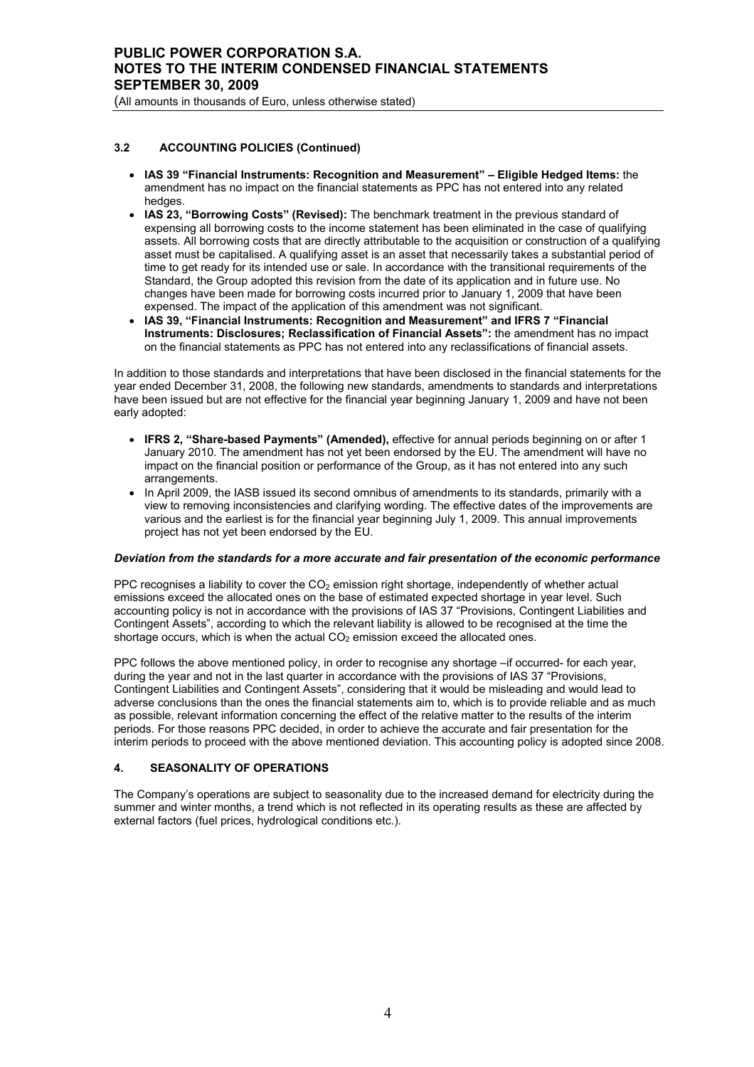### 3.2 ACCOUNTING POLICIES (Continued)

- **IAS 39 "Financial Instruments: Recognition and Measurement" – Eligible Hedged Items:** the amendment has no impact on the financial statements as PPC has not entered into any related hedges.
- **IAS 23, "Borrowing Costs" (Revised):** The benchmark treatment in the previous standard of expensing all borrowing costs to the income statement has been eliminated in the case of qualifying assets. All borrowing costs that are directly attributable to the acquisition or construction of a qualifying asset must be capitalised. A qualifying asset is an asset that necessarily takes a substantial period of time to get ready for its intended use or sale. In accordance with the transitional requirements of the Standard, the Group adopted this revision from the date of its application and in future use. No changes have been made for borrowing costs incurred prior to January 1, 2009 that have been expensed. The impact of the application of this amendment was not significant.
- **IAS 39, "Financial Instruments: Recognition and Measurement" and IFRS 7 "Financial Instruments: Disclosures; Reclassification of Financial Assets":** the amendment has no impact on the financial statements as PPC has not entered into any reclassifications of financial assets.

In addition to those standards and interpretations that have been disclosed in the financial statements for the year ended December 31, 2008, the following new standards, amendments to standards and interpretations have been issued but are not effective for the financial year beginning January 1, 2009 and have not been early adopted:

- **IFRS 2, "Share-based Payments" (Amended),** effective for annual periods beginning on or after 1 January 2010. The amendment has not yet been endorsed by the EU. The amendment will have no impact on the financial position or performance of the Group, as it has not entered into any such arrangements.
- In April 2009, the IASB issued its second omnibus of amendments to its standards, primarily with a view to removing inconsistencies and clarifying wording. The effective dates of the improvements are various and the earliest is for the financial year beginning July 1, 2009. This annual improvements project has not yet been endorsed by the EU.

***Deviation from the standards for a more accurate and fair presentation of the economic performance***

PPC recognises a liability to cover the $CO_2$ emission right shortage, independently of whether actual emissions exceed the allocated ones on the base of estimated expected shortage in year level. Such accounting policy is not in accordance with the provisions of IAS 37 "Provisions, Contingent Liabilities and Contingent Assets", according to which the relevant liability is allowed to be recognised at the time the shortage occurs, which is when the actual $CO_2$ emission exceed the allocated ones.

PPC follows the above mentioned policy, in order to recognise any shortage –if occurred- for each year, during the year and not in the last quarter in accordance with the provisions of IAS 37 "Provisions, Contingent Liabilities and Contingent Assets", considering that it would be misleading and would lead to adverse conclusions than the ones the financial statements aim to, which is to provide reliable and as much as possible, relevant information concerning the effect of the relative matter to the results of the interim periods. For those reasons PPC decided, in order to achieve the accurate and fair presentation for the interim periods to proceed with the above mentioned deviation. This accounting policy is adopted since 2008.

## 4. SEASONALITY OF OPERATIONS

The Company's operations are subject to seasonality due to the increased demand for electricity during the summer and winter months, a trend which is not reflected in its operating results as these are affected by external factors (fuel prices, hydrological conditions etc.).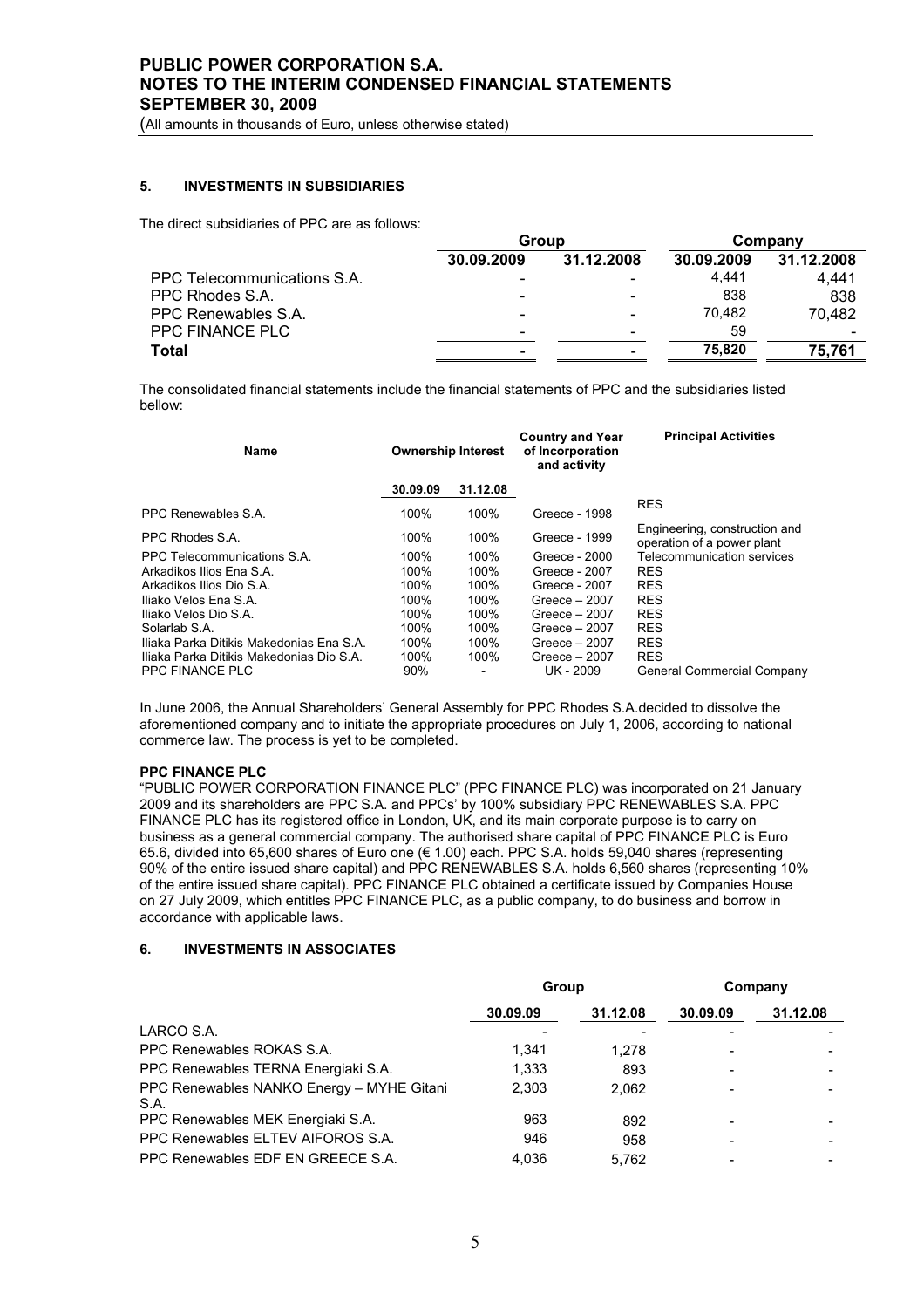## 5. INVESTMENTS IN SUBSIDIARIES

The direct subsidiaries of PPC are as follows:

| | Group | | Company | |
|---|---|---|---|---|
| | 30.09.2009 | 31.12.2008 | 30.09.2009 | 31.12.2008 |
| PPC Telecommunications S.A. | - | - | 4,441 | 4,441 |
| PPC Rhodes S.A. | - | - | 838 | 838 |
| PPC Renewables S.A. | - | - | 70,482 | 70,482 |
| PPC FINANCE PLC | - | - | 59 | - |
| **Total** | - | - | **75,820** | **75,761** |

The consolidated financial statements include the financial statements of PPC and the subsidiaries listed bellow:

| Name | Ownership Interest | | Country and Year of Incorporation and activity | Principal Activities |
|---|---|---|---|---|
| | 30.09.09 | 31.12.08 | | |
| PPC Renewables S.A. | 100% | 100% | Greece - 1998 | RES |
| PPC Rhodes S.A. | 100% | 100% | Greece - 1999 | Engineering, construction and operation of a power plant |
| PPC Telecommunications S.A. | 100% | 100% | Greece - 2000 | Telecommunication services |
| Arkadikos Ilios Ena S.A. | 100% | 100% | Greece - 2007 | RES |
| Arkadikos Ilios Dio S.A. | 100% | 100% | Greece - 2007 | RES |
| Iliako Velos Ena S.A. | 100% | 100% | Greece – 2007 | RES |
| Iliako Velos Dio S.A. | 100% | 100% | Greece – 2007 | RES |
| Solarlab S.A. | 100% | 100% | Greece – 2007 | RES |
| Iliaka Parka Ditikis Makedonias Ena S.A. | 100% | 100% | Greece – 2007 | RES |
| Iliaka Parka Ditikis Makedonias Dio S.A. | 100% | 100% | Greece – 2007 | RES |
| PPC FINANCE PLC | 90% | - | UK - 2009 | General Commercial Company |

In June 2006, the Annual Shareholders' General Assembly for PPC Rhodes S.A.decided to dissolve the aforementioned company and to initiate the appropriate procedures on July 1, 2006, according to national commerce law. The process is yet to be completed.

**PPC FINANCE PLC**

"PUBLIC POWER CORPORATION FINANCE PLC" (PPC FINANCE PLC) was incorporated on 21 January 2009 and its shareholders are PPC S.A. and PPCs' by 100% subsidiary PPC RENEWABLES S.A. PPC FINANCE PLC has its registered office in London, UK, and its main corporate purpose is to carry on business as a general commercial company. The authorised share capital of PPC FINANCE PLC is Euro 65.6, divided into 65,600 shares of Euro one (€ 1.00) each. PPC S.A. holds 59,040 shares (representing 90% of the entire issued share capital) and PPC RENEWABLES S.A. holds 6,560 shares (representing 10% of the entire issued share capital). PPC FINANCE PLC obtained a certificate issued by Companies House on 27 July 2009, which entitles PPC FINANCE PLC, as a public company, to do business and borrow in accordance with applicable laws.

## 6. INVESTMENTS IN ASSOCIATES

| | Group | | Company | |
|---|---|---|---|---|
| | 30.09.09 | 31.12.08 | 30.09.09 | 31.12.08 |
| LARCO S.A. | - | - | - | - |
| PPC Renewables ROKAS S.A. | 1,341 | 1,278 | - | - |
| PPC Renewables TERNA Energiaki S.A. | 1,333 | 893 | - | - |
| PPC Renewables NANKO Energy – MYHE Gitani S.A. | 2,303 | 2,062 | - | - |
| PPC Renewables MEK Energiaki S.A. | 963 | 892 | - | - |
| PPC Renewables ELTEV AIFOROS S.A. | 946 | 958 | - | - |
| PPC Renewables EDF EN GREECE S.A. | 4,036 | 5,762 | - | - |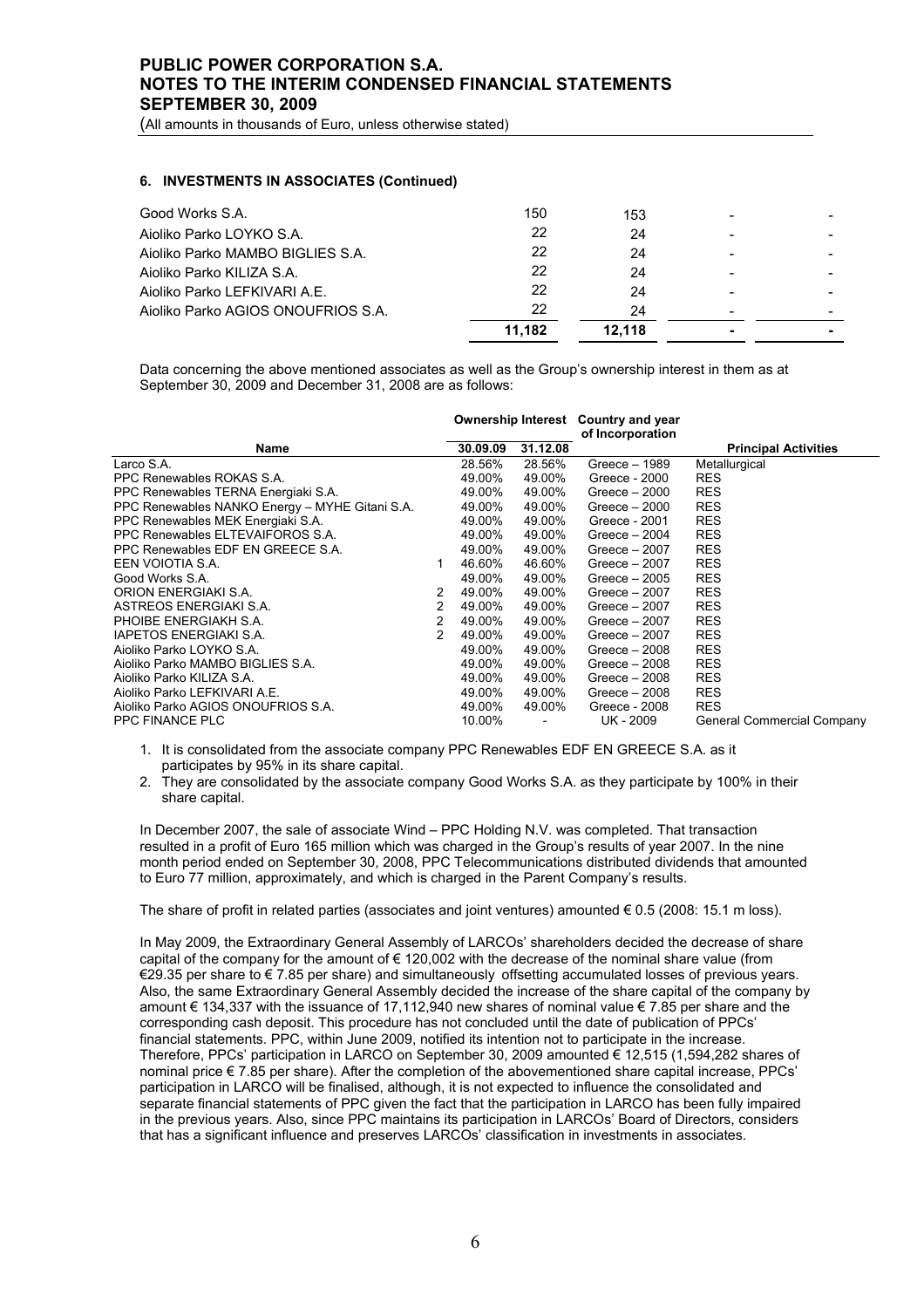### 6. INVESTMENTS IN ASSOCIATES (Continued)

| | | | | |
|---|---|---|---|---|
| Good Works S.A. | 150 | 153 | - | - |
| Aioliko Parko LOYKO S.A. | 22 | 24 | - | - |
| Aioliko Parko MAMBO BIGLIES S.A. | 22 | 24 | - | - |
| Aioliko Parko KILIZA S.A. | 22 | 24 | - | - |
| Aioliko Parko LEFKIVARI A.E. | 22 | 24 | - | - |
| Aioliko Parko AGIOS ONOUFRIOS S.A. | 22 | 24 | - | - |
| | **11,182** | **12,118** | **-** | **-** |

Data concerning the above mentioned associates as well as the Group's ownership interest in them as at September 30, 2009 and December 31, 2008 are as follows:

| Name | | Ownership Interest 30.09.09 | Ownership Interest 31.12.08 | Country and year of Incorporation | Principal Activities |
|---|---|---|---|---|---|
| Larco S.A. | | 28.56% | 28.56% | Greece – 1989 | Metallurgical |
| PPC Renewables ROKAS S.A. | | 49.00% | 49.00% | Greece - 2000 | RES |
| PPC Renewables TERNA Energiaki S.A. | | 49.00% | 49.00% | Greece – 2000 | RES |
| PPC Renewables NANKO Energy – MYHE Gitani S.A. | | 49.00% | 49.00% | Greece – 2000 | RES |
| PPC Renewables MEK Energiaki S.A. | | 49.00% | 49.00% | Greece - 2001 | RES |
| PPC Renewables ELTEVAIFOROS S.A. | | 49.00% | 49.00% | Greece – 2004 | RES |
| PPC Renewables EDF EN GREECE S.A. | | 49.00% | 49.00% | Greece – 2007 | RES |
| EEN VOIOTIA S.A. | 1 | 46.60% | 46.60% | Greece – 2007 | RES |
| Good Works S.A. | | 49.00% | 49.00% | Greece – 2005 | RES |
| ORION ENERGIAKI S.A. | 2 | 49.00% | 49.00% | Greece – 2007 | RES |
| ASTREOS ENERGIAKI S.A. | 2 | 49.00% | 49.00% | Greece – 2007 | RES |
| PHOIBE ENERGIAKH S.A. | 2 | 49.00% | 49.00% | Greece – 2007 | RES |
| IAPETOS ENERGIAKI S.A. | 2 | 49.00% | 49.00% | Greece – 2007 | RES |
| Aioliko Parko LOYKO S.A. | | 49.00% | 49.00% | Greece – 2008 | RES |
| Aioliko Parko MAMBO BIGLIES S.A. | | 49.00% | 49.00% | Greece – 2008 | RES |
| Aioliko Parko KILIZA S.A. | | 49.00% | 49.00% | Greece – 2008 | RES |
| Aioliko Parko LEFKIVARI A.E. | | 49.00% | 49.00% | Greece – 2008 | RES |
| Aioliko Parko AGIOS ONOUFRIOS S.A. | | 49.00% | 49.00% | Greece - 2008 | RES |
| PPC FINANCE PLC | | 10.00% | - | UK - 2009 | General Commercial Company |

1. It is consolidated from the associate company PPC Renewables EDF EN GREECE S.A. as it participates by 95% in its share capital.
2. They are consolidated by the associate company Good Works S.A. as they participate by 100% in their share capital.

In December 2007, the sale of associate Wind – PPC Holding N.V. was completed. That transaction resulted in a profit of Euro 165 million which was charged in the Group's results of year 2007. In the nine month period ended on September 30, 2008, PPC Telecommunications distributed dividends that amounted to Euro 77 million, approximately, and which is charged in the Parent Company's results.

The share of profit in related parties (associates and joint ventures) amounted € 0.5 (2008: 15.1 m loss).

In May 2009, the Extraordinary General Assembly of LARCOs' shareholders decided the decrease of share capital of the company for the amount of € 120,002 with the decrease of the nominal share value (from €29.35 per share to € 7.85 per share) and simultaneously offsetting accumulated losses of previous years. Also, the same Extraordinary General Assembly decided the increase of the share capital of the company by amount € 134,337 with the issuance of 17,112,940 new shares of nominal value € 7.85 per share and the corresponding cash deposit. This procedure has not concluded until the date of publication of PPCs' financial statements. PPC, within June 2009, notified its intention not to participate in the increase. Therefore, PPCs' participation in LARCO on September 30, 2009 amounted € 12,515 (1,594,282 shares of nominal price € 7.85 per share). After the completion of the abovementioned share capital increase, PPCs' participation in LARCO will be finalised, although, it is not expected to influence the consolidated and separate financial statements of PPC given the fact that the participation in LARCO has been fully impaired in the previous years. Also, since PPC maintains its participation in LARCOs' Board of Directors, considers that has a significant influence and preserves LARCOs' classification in investments in associates.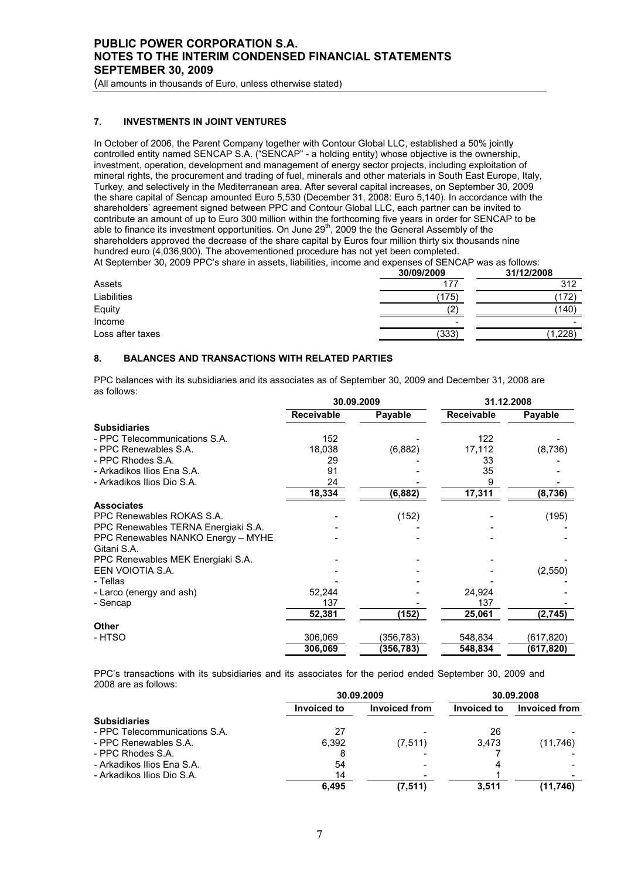## 7. INVESTMENTS IN JOINT VENTURES

In October of 2006, the Parent Company together with Contour Global LLC, established a 50% jointly controlled entity named SENCAP S.A. ("SENCAP" - a holding entity) whose objective is the ownership, investment, operation, development and management of energy sector projects, including exploitation of mineral rights, the procurement and trading of fuel, minerals and other materials in South East Europe, Italy, Turkey, and selectively in the Mediterranean area. After several capital increases, on September 30, 2009 the share capital of Sencap amounted Euro 5,530 (December 31, 2008: Euro 5,140). In accordance with the shareholders' agreement signed between PPC and Contour Global LLC, each partner can be invited to contribute an amount of up to Euro 300 million within the forthcoming five years in order for SENCAP to be able to finance its investment opportunities. On June 29th, 2009 the the General Assembly of the shareholders approved the decrease of the share capital by Euros four million thirty six thousands nine hundred euro (4,036,900). The abovementioned procedure has not yet been completed.

At September 30, 2009 PPC's share in assets, liabilities, income and expenses of SENCAP was as follows:

| | 30/09/2009 | 31/12/2008 |
|---|---|---|
| Assets | 177 | 312 |
| Liabilities | (175) | (172) |
| Equity | (2) | (140) |
| Income | - | - |
| Loss after taxes | (333) | (1,228) |

## 8. BALANCES AND TRANSACTIONS WITH RELATED PARTIES

PPC balances with its subsidiaries and its associates as of September 30, 2009 and December 31, 2008 are as follows:

| | 30.09.2009 | | 31.12.2008 | |
|---|---|---|---|---|
| | Receivable | Payable | Receivable | Payable |
| **Subsidiaries** | | | | |
| - PPC Telecommunications S.A. | 152 | - | 122 | - |
| - PPC Renewables S.A. | 18,038 | (6,882) | 17,112 | (8,736) |
| - PPC Rhodes S.A. | 29 | - | 33 | - |
| - Arkadikos Ilios Ena S.A. | 91 | - | 35 | - |
| - Arkadikos Ilios Dio S.A. | 24 | - | 9 | - |
| | 18,334 | (6,882) | 17,311 | (8,736) |
| **Associates** | | | | |
| PPC Renewables ROKAS S.A. | - | (152) | - | (195) |
| PPC Renewables TERNA Energiaki S.A. | - | - | - | - |
| PPC Renewables NANKO Energy – MYHE Gitani S.A. | - | - | - | - |
| PPC Renewables MEK Energiaki S.A. | - | - | - | - |
| EEN VOIOTIA S.A. | - | - | - | (2,550) |
| - Tellas | - | - | - | - |
| - Larco (energy and ash) | 52,244 | - | 24,924 | - |
| - Sencap | 137 | - | 137 | - |
| | 52,381 | (152) | 25,061 | (2,745) |
| **Other** | | | | |
| - HTSO | 306,069 | (356,783) | 548,834 | (617,820) |
| | 306,069 | (356,783) | 548,834 | (617,820) |

PPC's transactions with its subsidiaries and its associates for the period ended September 30, 2009 and 2008 are as follows:

| | 30.09.2009 | | 30.09.2008 | |
|---|---|---|---|---|
| | Invoiced to | Invoiced from | Invoiced to | Invoiced from |
| **Subsidiaries** | | | | |
| - PPC Telecommunications S.A. | 27 | - | 26 | - |
| - PPC Renewables S.A. | 6,392 | (7,511) | 3,473 | (11,746) |
| - PPC Rhodes S.A. | 8 | - | 7 | - |
| - Arkadikos Ilios Ena S.A. | 54 | - | 4 | - |
| - Arkadikos Ilios Dio S.A. | 14 | - | 1 | - |
| | 6,495 | (7,511) | 3,511 | (11,746) |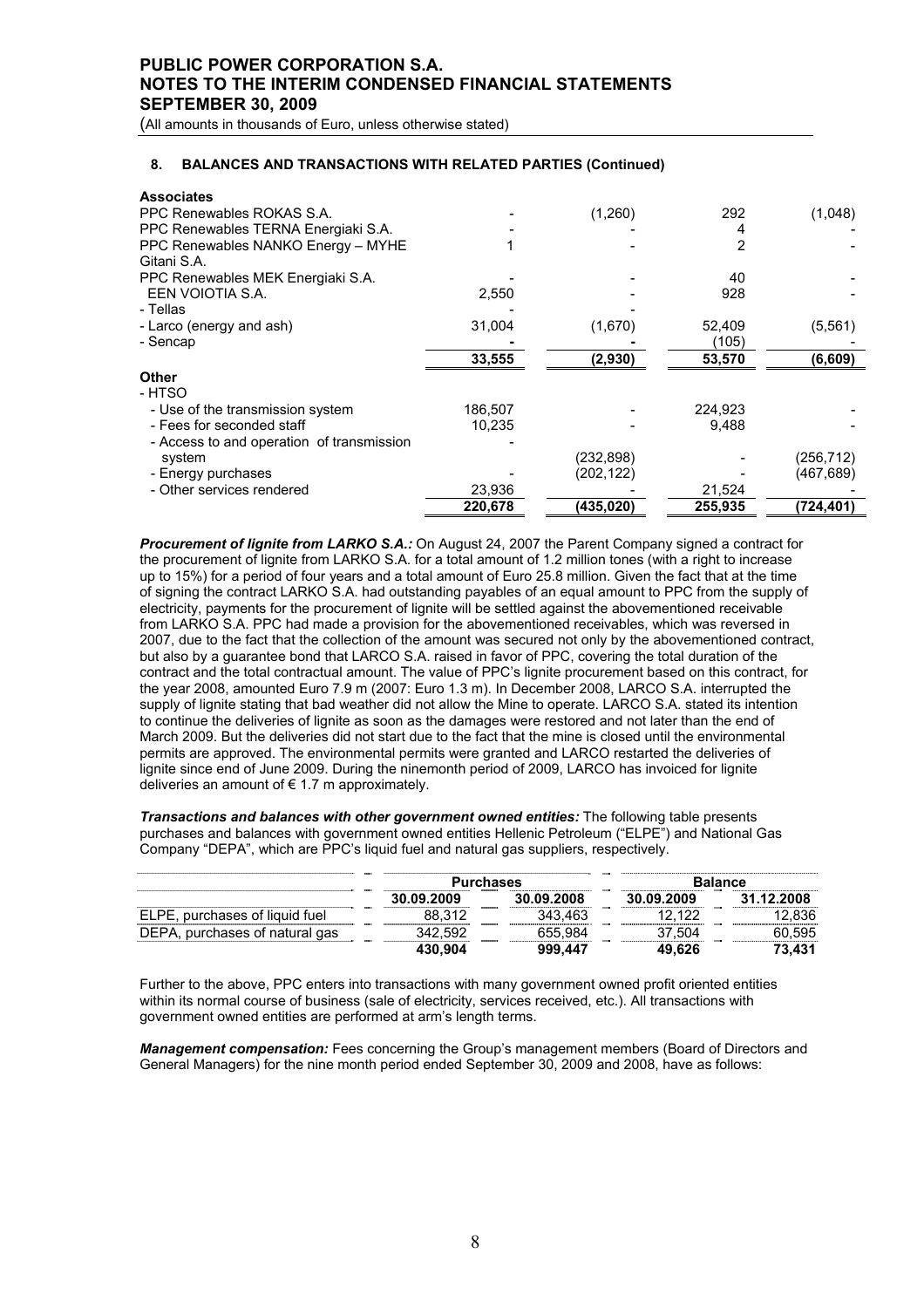## 8. BALANCES AND TRANSACTIONS WITH RELATED PARTIES (Continued)

| | | | | |
|---|---|---|---|---|
| **Associates** | | | | |
| PPC Renewables ROKAS S.A. | - | (1,260) | 292 | (1,048) |
| PPC Renewables TERNA Energiaki S.A. | - | - | 4 | - |
| PPC Renewables NANKO Energy – MYHE Gitani S.A. | 1 | - | 2 | - |
| PPC Renewables MEK Energiaki S.A. | - | - | 40 | - |
| EEN VOIOTIA S.A. | 2,550 | - | 928 | - |
| - Tellas | - | - | | |
| - Larco (energy and ash) | 31,004 | (1,670) | 52,409 | (5,561) |
| - Sencap | - | - | (105) | - |
| | **33,555** | **(2,930)** | **53,570** | **(6,609)** |
| **Other** | | | | |
| - HTSO | | | | |
| - Use of the transmission system | 186,507 | - | 224,923 | - |
| - Fees for seconded staff | 10,235 | - | 9,488 | - |
| - Access to and operation of transmission system | - | (232,898) | - | (256,712) |
| - Energy purchases | - | (202,122) | - | (467,689) |
| - Other services rendered | 23,936 | - | 21,524 | - |
| | **220,678** | **(435,020)** | **255,935** | **(724,401)** |

***Procurement of lignite from LARKO S.A.:*** On August 24, 2007 the Parent Company signed a contract for the procurement of lignite from LARKO S.A. for a total amount of 1.2 million tones (with a right to increase up to 15%) for a period of four years and a total amount of Euro 25.8 million. Given the fact that at the time of signing the contract LARKO S.A. had outstanding payables of an equal amount to PPC from the supply of electricity, payments for the procurement of lignite will be settled against the abovementioned receivable from LARKO S.A. PPC had made a provision for the abovementioned receivables, which was reversed in 2007, due to the fact that the collection of the amount was secured not only by the abovementioned contract, but also by a guarantee bond that LARCO S.A. raised in favor of PPC, covering the total duration of the contract and the total contractual amount. The value of PPC's lignite procurement based on this contract, for the year 2008, amounted Euro 7.9 m (2007: Euro 1.3 m). In December 2008, LARCO S.A. interrupted the supply of lignite stating that bad weather did not allow the Mine to operate. LARCO S.A. stated its intention to continue the deliveries of lignite as soon as the damages were restored and not later than the end of March 2009. But the deliveries did not start due to the fact that the mine is closed until the environmental permits are approved. The environmental permits were granted and LARCO restarted the deliveries of lignite since end of June 2009. During the ninemonth period of 2009, LARCO has invoiced for lignite deliveries an amount of € 1.7 m approximately.

***Transactions and balances with other government owned entities:*** The following table presents purchases and balances with government owned entities Hellenic Petroleum ("ELPE") and National Gas Company "DEPA", which are PPC's liquid fuel and natural gas suppliers, respectively.

| | Purchases | | Balance | |
|---|---|---|---|---|
| | **30.09.2009** | **30.09.2008** | **30.09.2009** | **31.12.2008** |
| ELPE, purchases of liquid fuel | 88,312 | 343,463 | 12,122 | 12,836 |
| DEPA, purchases of natural gas | 342,592 | 655,984 | 37,504 | 60,595 |
| | **430,904** | **999,447** | **49,626** | **73,431** |

Further to the above, PPC enters into transactions with many government owned profit oriented entities within its normal course of business (sale of electricity, services received, etc.). All transactions with government owned entities are performed at arm's length terms.

***Management compensation:*** Fees concerning the Group's management members (Board of Directors and General Managers) for the nine month period ended September 30, 2009 and 2008, have as follows: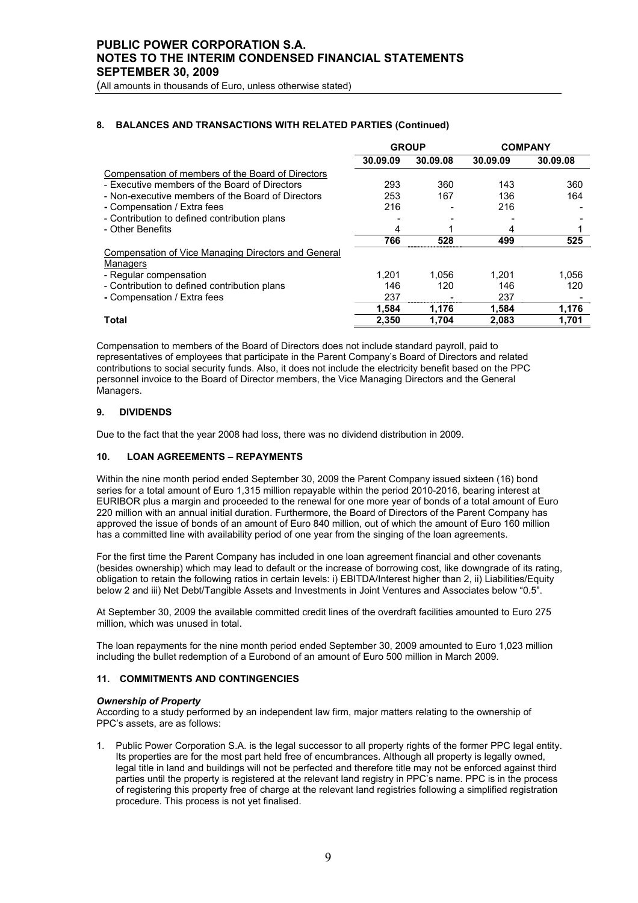## 8. BALANCES AND TRANSACTIONS WITH RELATED PARTIES (Continued)

| | GROUP | | COMPANY | |
|---|---|---|---|---|
| | 30.09.09 | 30.09.08 | 30.09.09 | 30.09.08 |
| Compensation of members of the Board of Directors | | | | |
| - Executive members of the Board of Directors | 293 | 360 | 143 | 360 |
| - Non-executive members of the Board of Directors | 253 | 167 | 136 | 164 |
| - Compensation / Extra fees | 216 | - | 216 | - |
| - Contribution to defined contribution plans | - | - | - | - |
| - Other Benefits | 4 | 1 | 4 | 1 |
| | 766 | 528 | 499 | 525 |
| Compensation of Vice Managing Directors and General Managers | | | | |
| - Regular compensation | 1,201 | 1,056 | 1,201 | 1,056 |
| - Contribution to defined contribution plans | 146 | 120 | 146 | 120 |
| - Compensation / Extra fees | 237 | - | 237 | - |
| | 1,584 | 1,176 | 1,584 | 1,176 |
| **Total** | **2,350** | **1,704** | **2,083** | **1,701** |

Compensation to members of the Board of Directors does not include standard payroll, paid to representatives of employees that participate in the Parent Company's Board of Directors and related contributions to social security funds. Also, it does not include the electricity benefit based on the PPC personnel invoice to the Board of Director members, the Vice Managing Directors and the General Managers.

## 9. DIVIDENDS

Due to the fact that the year 2008 had loss, there was no dividend distribution in 2009.

## 10. LOAN AGREEMENTS – REPAYMENTS

Within the nine month period ended September 30, 2009 the Parent Company issued sixteen (16) bond series for a total amount of Euro 1,315 million repayable within the period 2010-2016, bearing interest at EURIBOR plus a margin and proceeded to the renewal for one more year of bonds of a total amount of Euro 220 million with an annual initial duration. Furthermore, the Board of Directors of the Parent Company has approved the issue of bonds of an amount of Euro 840 million, out of which the amount of Euro 160 million has a committed line with availability period of one year from the singing of the loan agreements.

For the first time the Parent Company has included in one loan agreement financial and other covenants (besides ownership) which may lead to default or the increase of borrowing cost, like downgrade of its rating, obligation to retain the following ratios in certain levels: i) EBITDA/Interest higher than 2, ii) Liabilities/Equity below 2 and iii) Net Debt/Tangible Assets and Investments in Joint Ventures and Associates below "0.5".

At September 30, 2009 the available committed credit lines of the overdraft facilities amounted to Euro 275 million, which was unused in total.

The loan repayments for the nine month period ended September 30, 2009 amounted to Euro 1,023 million including the bullet redemption of a Eurobond of an amount of Euro 500 million in March 2009.

## 11. COMMITMENTS AND CONTINGENCIES

***Ownership of Property***

According to a study performed by an independent law firm, major matters relating to the ownership of PPC's assets, are as follows:

1. Public Power Corporation S.A. is the legal successor to all property rights of the former PPC legal entity. Its properties are for the most part held free of encumbrances. Although all property is legally owned, legal title in land and buildings will not be perfected and therefore title may not be enforced against third parties until the property is registered at the relevant land registry in PPC's name. PPC is in the process of registering this property free of charge at the relevant land registries following a simplified registration procedure. This process is not yet finalised.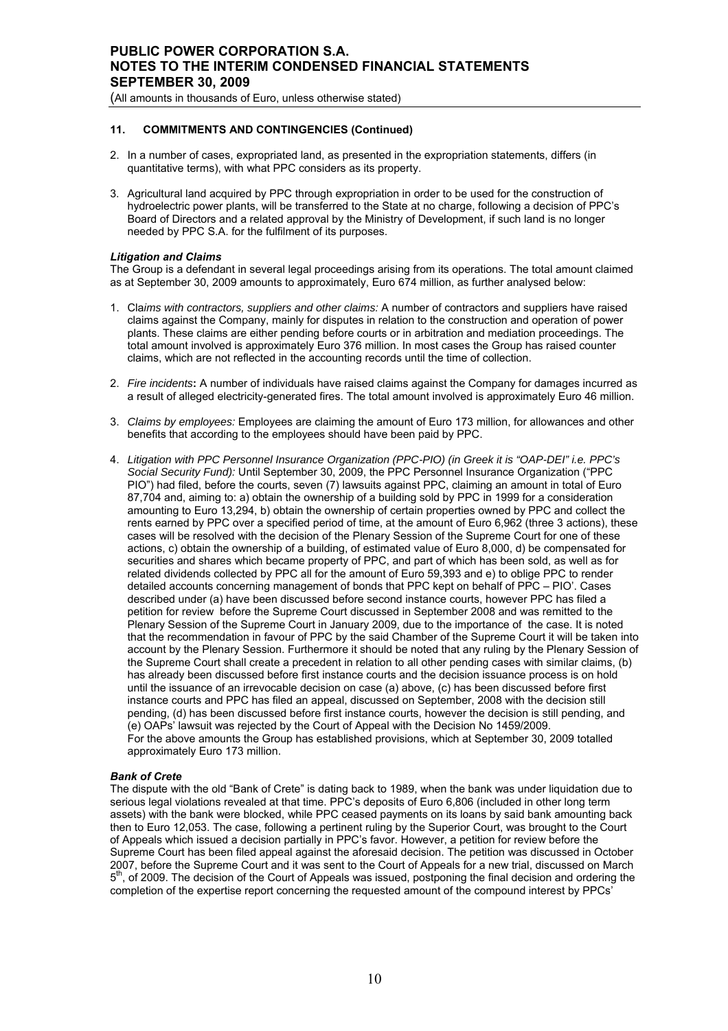### 11. COMMITMENTS AND CONTINGENCIES (Continued)

2. In a number of cases, expropriated land, as presented in the expropriation statements, differs (in quantitative terms), with what PPC considers as its property.

3. Agricultural land acquired by PPC through expropriation in order to be used for the construction of hydroelectric power plants, will be transferred to the State at no charge, following a decision of PPC's Board of Directors and a related approval by the Ministry of Development, if such land is no longer needed by PPC S.A. for the fulfilment of its purposes.

***Litigation and Claims***

The Group is a defendant in several legal proceedings arising from its operations. The total amount claimed as at September 30, 2009 amounts to approximately, Euro 674 million, as further analysed below:

1. *Claims with contractors, suppliers and other claims:* A number of contractors and suppliers have raised claims against the Company, mainly for disputes in relation to the construction and operation of power plants. These claims are either pending before courts or in arbitration and mediation proceedings. The total amount involved is approximately Euro 376 million. In most cases the Group has raised counter claims, which are not reflected in the accounting records until the time of collection.

2. *Fire incidents***:** A number of individuals have raised claims against the Company for damages incurred as a result of alleged electricity-generated fires. The total amount involved is approximately Euro 46 million.

3. *Claims by employees:* Employees are claiming the amount of Euro 173 million, for allowances and other benefits that according to the employees should have been paid by PPC.

4. *Litigation with PPC Personnel Insurance Organization (PPC-PIO) (in Greek it is "OAP-DEI" i.e. PPC's Social Security Fund):* Until September 30, 2009, the PPC Personnel Insurance Organization ("PPC PIO") had filed, before the courts, seven (7) lawsuits against PPC, claiming an amount in total of Euro 87,704 and, aiming to: a) obtain the ownership of a building sold by PPC in 1999 for a consideration amounting to Euro 13,294, b) obtain the ownership of certain properties owned by PPC and collect the rents earned by PPC over a specified period of time, at the amount of Euro 6,962 (three 3 actions), these cases will be resolved with the decision of the Plenary Session of the Supreme Court for one of these actions, c) obtain the ownership of a building, of estimated value of Euro 8,000, d) be compensated for securities and shares which became property of PPC, and part of which has been sold, as well as for related dividends collected by PPC all for the amount of Euro 59,393 and e) to oblige PPC to render detailed accounts concerning management of bonds that PPC kept on behalf of PPC – PIO'. Cases described under (a) have been discussed before second instance courts, however PPC has filed a petition for review before the Supreme Court discussed in September 2008 and was remitted to the Plenary Session of the Supreme Court in January 2009, due to the importance of the case. It is noted that the recommendation in favour of PPC by the said Chamber of the Supreme Court it will be taken into account by the Plenary Session. Furthermore it should be noted that any ruling by the Plenary Session of the Supreme Court shall create a precedent in relation to all other pending cases with similar claims, (b) has already been discussed before first instance courts and the decision issuance process is on hold until the issuance of an irrevocable decision on case (a) above, (c) has been discussed before first instance courts and PPC has filed an appeal, discussed on September, 2008 with the decision still pending, (d) has been discussed before first instance courts, however the decision is still pending, and (e) OAPs' lawsuit was rejected by the Court of Appeal with the Decision No 1459/2009.
   For the above amounts the Group has established provisions, which at September 30, 2009 totalled approximately Euro 173 million.

***Bank of Crete***

The dispute with the old "Bank of Crete" is dating back to 1989, when the bank was under liquidation due to serious legal violations revealed at that time. PPC's deposits of Euro 6,806 (included in other long term assets) with the bank were blocked, while PPC ceased payments on its loans by said bank amounting back then to Euro 12,053. The case, following a pertinent ruling by the Superior Court, was brought to the Court of Appeals which issued a decision partially in PPC's favor. However, a petition for review before the Supreme Court has been filed appeal against the aforesaid decision. The petition was discussed in October 2007, before the Supreme Court and it was sent to the Court of Appeals for a new trial, discussed on March 5th, of 2009. The decision of the Court of Appeals was issued, postponing the final decision and ordering the completion of the expertise report concerning the requested amount of the compound interest by PPCs'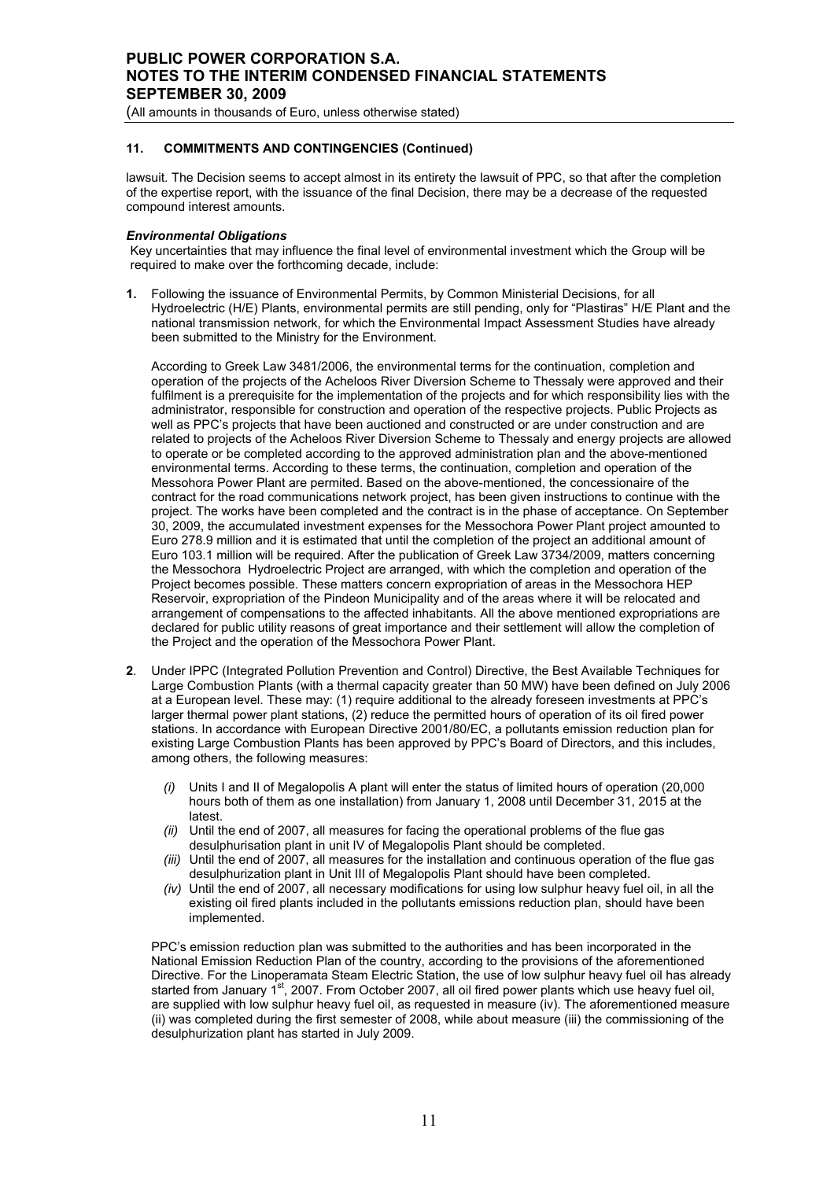### 11. COMMITMENTS AND CONTINGENCIES (Continued)

lawsuit. The Decision seems to accept almost in its entirety the lawsuit of PPC, so that after the completion of the expertise report, with the issuance of the final Decision, there may be a decrease of the requested compound interest amounts.

#### *Environmental Obligations*

Key uncertainties that may influence the final level of environmental investment which the Group will be required to make over the forthcoming decade, include:

**1.** Following the issuance of Environmental Permits, by Common Ministerial Decisions, for all Hydroelectric (H/E) Plants, environmental permits are still pending, only for "Plastiras" H/E Plant and the national transmission network, for which the Environmental Impact Assessment Studies have already been submitted to the Ministry for the Environment.

According to Greek Law 3481/2006, the environmental terms for the continuation, completion and operation of the projects of the Acheloos River Diversion Scheme to Thessaly were approved and their fulfilment is a prerequisite for the implementation of the projects and for which responsibility lies with the administrator, responsible for construction and operation of the respective projects. Public Projects as well as PPC's projects that have been auctioned and constructed or are under construction and are related to projects of the Acheloos River Diversion Scheme to Thessaly and energy projects are allowed to operate or be completed according to the approved administration plan and the above-mentioned environmental terms. According to these terms, the continuation, completion and operation of the Messohora Power Plant are permited. Based on the above-mentioned, the concessionaire of the contract for the road communications network project, has been given instructions to continue with the project. The works have been completed and the contract is in the phase of acceptance. On September 30, 2009, the accumulated investment expenses for the Messochora Power Plant project amounted to Euro 278.9 million and it is estimated that until the completion of the project an additional amount of Euro 103.1 million will be required. After the publication of Greek Law 3734/2009, matters concerning the Messochora Hydroelectric Project are arranged, with which the completion and operation of the Project becomes possible. These matters concern expropriation of areas in the Messochora HEP Reservoir, expropriation of the Pindeon Municipality and of the areas where it will be relocated and arrangement of compensations to the affected inhabitants. All the above mentioned expropriations are declared for public utility reasons of great importance and their settlement will allow the completion of the Project and the operation of the Messochora Power Plant.

**2**. Under IPPC (Integrated Pollution Prevention and Control) Directive, the Best Available Techniques for Large Combustion Plants (with a thermal capacity greater than 50 MW) have been defined on July 2006 at a European level. These may: (1) require additional to the already foreseen investments at PPC's larger thermal power plant stations, (2) reduce the permitted hours of operation of its oil fired power stations. In accordance with European Directive 2001/80/EC, a pollutants emission reduction plan for existing Large Combustion Plants has been approved by PPC's Board of Directors, and this includes, among others, the following measures:

- *(i)* Units I and II of Megalopolis A plant will enter the status of limited hours of operation (20,000 hours both of them as one installation) from January 1, 2008 until December 31, 2015 at the latest.
- *(ii)* Until the end of 2007, all measures for facing the operational problems of the flue gas desulphurisation plant in unit IV of Megalopolis Plant should be completed.
- *(iii)* Until the end of 2007, all measures for the installation and continuous operation of the flue gas desulphurization plant in Unit III of Megalopolis Plant should have been completed.
- *(iv)* Until the end of 2007, all necessary modifications for using low sulphur heavy fuel oil, in all the existing oil fired plants included in the pollutants emissions reduction plan, should have been implemented.

PPC's emission reduction plan was submitted to the authorities and has been incorporated in the National Emission Reduction Plan of the country, according to the provisions of the aforementioned Directive. For the Linoperamata Steam Electric Station, the use of low sulphur heavy fuel oil has already started from January 1st, 2007. From October 2007, all oil fired power plants which use heavy fuel oil, are supplied with low sulphur heavy fuel oil, as requested in measure (iv). The aforementioned measure (ii) was completed during the first semester of 2008, while about measure (iii) the commissioning of the desulphurization plant has started in July 2009.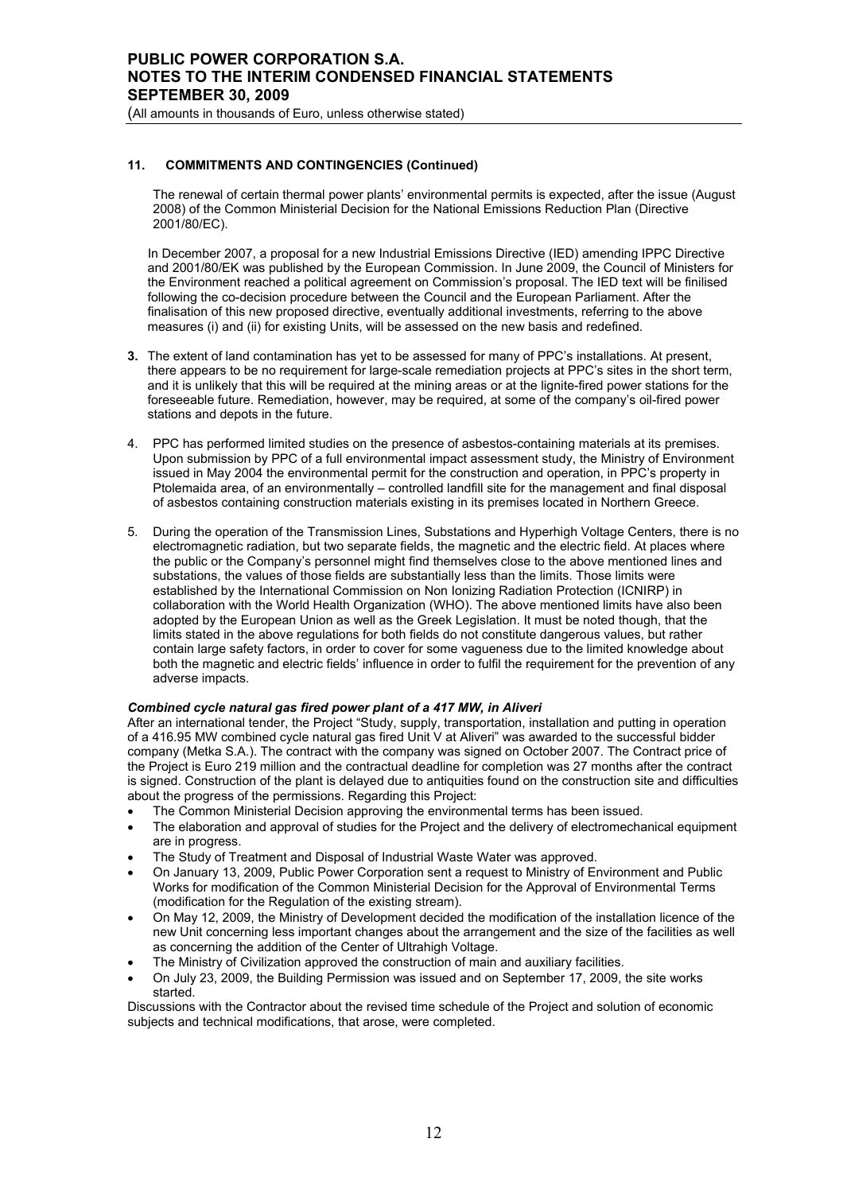## 11. COMMITMENTS AND CONTINGENCIES (Continued)

The renewal of certain thermal power plants' environmental permits is expected, after the issue (August 2008) of the Common Ministerial Decision for the National Emissions Reduction Plan (Directive 2001/80/EC).

In December 2007, a proposal for a new Industrial Emissions Directive (IED) amending IPPC Directive and 2001/80/EK was published by the European Commission. In June 2009, the Council of Ministers for the Environment reached a political agreement on Commission's proposal. The IED text will be finilised following the co-decision procedure between the Council and the European Parliament. After the finalisation of this new proposed directive, eventually additional investments, referring to the above measures (i) and (ii) for existing Units, will be assessed on the new basis and redefined.

**3.** The extent of land contamination has yet to be assessed for many of PPC's installations. At present, there appears to be no requirement for large-scale remediation projects at PPC's sites in the short term, and it is unlikely that this will be required at the mining areas or at the lignite-fired power stations for the foreseeable future. Remediation, however, may be required, at some of the company's oil-fired power stations and depots in the future.

4. PPC has performed limited studies on the presence of asbestos-containing materials at its premises. Upon submission by PPC of a full environmental impact assessment study, the Ministry of Environment issued in May 2004 the environmental permit for the construction and operation, in PPC's property in Ptolemaida area, of an environmentally – controlled landfill site for the management and final disposal of asbestos containing construction materials existing in its premises located in Northern Greece.

5. During the operation of the Transmission Lines, Substations and Hyperhigh Voltage Centers, there is no electromagnetic radiation, but two separate fields, the magnetic and the electric field. At places where the public or the Company's personnel might find themselves close to the above mentioned lines and substations, the values of those fields are substantially less than the limits. Those limits were established by the International Commission on Non Ionizing Radiation Protection (ICNIRP) in collaboration with the World Health Organization (WHO). The above mentioned limits have also been adopted by the European Union as well as the Greek Legislation. It must be noted though, that the limits stated in the above regulations for both fields do not constitute dangerous values, but rather contain large safety factors, in order to cover for some vagueness due to the limited knowledge about both the magnetic and electric fields' influence in order to fulfil the requirement for the prevention of any adverse impacts.

***Combined cycle natural gas fired power plant of a 417 MW, in Aliveri***

After an international tender, the Project "Study, supply, transportation, installation and putting in operation of a 416.95 MW combined cycle natural gas fired Unit V at Aliveri" was awarded to the successful bidder company (Metka S.A.). The contract with the company was signed on October 2007. The Contract price of the Project is Euro 219 million and the contractual deadline for completion was 27 months after the contract is signed. Construction of the plant is delayed due to antiquities found on the construction site and difficulties about the progress of the permissions. Regarding this Project:

- The Common Ministerial Decision approving the environmental terms has been issued.
- The elaboration and approval of studies for the Project and the delivery of electromechanical equipment are in progress.
- The Study of Treatment and Disposal of Industrial Waste Water was approved.
- On January 13, 2009, Public Power Corporation sent a request to Ministry of Environment and Public Works for modification of the Common Ministerial Decision for the Approval of Environmental Terms (modification for the Regulation of the existing stream).
- On May 12, 2009, the Ministry of Development decided the modification of the installation licence of the new Unit concerning less important changes about the arrangement and the size of the facilities as well as concerning the addition of the Center of Ultrahigh Voltage.
- The Ministry of Civilization approved the construction of main and auxiliary facilities.
- On July 23, 2009, the Building Permission was issued and on September 17, 2009, the site works started.

Discussions with the Contractor about the revised time schedule of the Project and solution of economic subjects and technical modifications, that arose, were completed.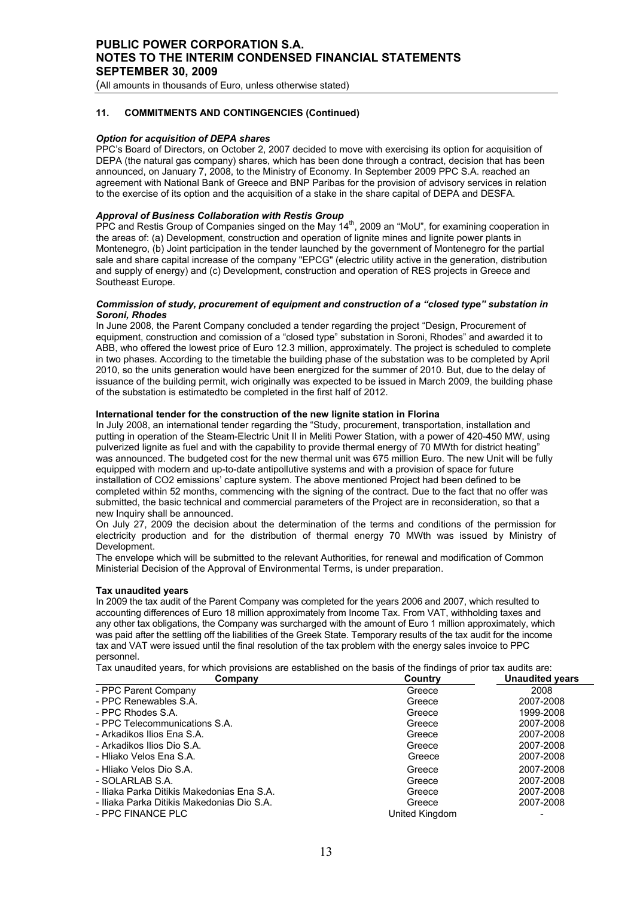### 11. COMMITMENTS AND CONTINGENCIES (Continued)

***Option for acquisition of DEPA shares***

PPC's Board of Directors, on October 2, 2007 decided to move with exercising its option for acquisition of DEPA (the natural gas company) shares, which has been done through a contract, decision that has been announced, on January 7, 2008, to the Ministry of Economy. In September 2009 PPC S.A. reached an agreement with National Bank of Greece and BNP Paribas for the provision of advisory services in relation to the exercise of its option and the acquisition of a stake in the share capital of DEPA and DESFA.

***Approval of Business Collaboration with Restis Group***

PPC and Restis Group of Companies singed on the May 14th, 2009 an "MoU", for examining cooperation in the areas of: (a) Development, construction and operation of lignite mines and lignite power plants in Montenegro, (b) Joint participation in the tender launched by the government of Montenegro for the partial sale and share capital increase of the company "EPCG" (electric utility active in the generation, distribution and supply of energy) and (c) Development, construction and operation of RES projects in Greece and Southeast Europe.

***Commission of study, procurement of equipment and construction of a "closed type" substation in Soroni, Rhodes***

In June 2008, the Parent Company concluded a tender regarding the project "Design, Procurement of equipment, construction and comission of a "closed type" substation in Soroni, Rhodes" and awarded it to ABB, who offered the lowest price of Euro 12.3 million, approximately. The project is scheduled to complete in two phases. According to the timetable the building phase of the substation was to be completed by April 2010, so the units generation would have been energized for the summer of 2010. But, due to the delay of issuance of the building permit, wich originally was expected to be issued in March 2009, the building phase of the substation is estimatedto be completed in the first half of 2012.

**International tender for the construction of the new lignite station in Florina**

In July 2008, an international tender regarding the "Study, procurement, transportation, installation and putting in operation of the Steam-Electric Unit II in Meliti Power Station, with a power of 420-450 MW, using pulverized lignite as fuel and with the capability to provide thermal energy of 70 MWth for district heating" was announced. The budgeted cost for the new thermal unit was 675 million Euro. The new Unit will be fully equipped with modern and up-to-date antipollutive systems and with a provision of space for future installation of CO2 emissions' capture system. The above mentioned Project had been defined to be completed within 52 months, commencing with the signing of the contract. Due to the fact that no offer was submitted, the basic technical and commercial parameters of the Project are in reconsideration, so that a new Inquiry shall be announced.

On July 27, 2009 the decision about the determination of the terms and conditions of the permission for electricity production and for the distribution of thermal energy 70 MWth was issued by Ministry of Development.

The envelope which will be submitted to the relevant Authorities, for renewal and modification of Common Ministerial Decision of the Approval of Environmental Terms, is under preparation.

**Tax unaudited years**

In 2009 the tax audit of the Parent Company was completed for the years 2006 and 2007, which resulted to accounting differences of Euro 18 million approximately from Income Tax. From VAT, withholding taxes and any other tax obligations, the Company was surcharged with the amount of Euro 1 million approximately, which was paid after the settling off the liabilities of the Greek State. Temporary results of the tax audit for the income tax and VAT were issued until the final resolution of the tax problem with the energy sales invoice to PPC personnel.

Tax unaudited years, for which provisions are established on the basis of the findings of prior tax audits are:

| Company | Country | Unaudited years |
|---|---|---|
| - PPC Parent Company | Greece | 2008 |
| - PPC Renewables S.A. | Greece | 2007-2008 |
| - PPC Rhodes S.A. | Greece | 1999-2008 |
| - PPC Telecommunications S.A. | Greece | 2007-2008 |
| - Arkadikos Ilios Ena S.A. | Greece | 2007-2008 |
| - Arkadikos Ilios Dio S.A. | Greece | 2007-2008 |
| - Hliako Velos Ena S.A. | Greece | 2007-2008 |
| - Hliako Velos Dio S.A. | Greece | 2007-2008 |
| - SOLARLAB S.A. | Greece | 2007-2008 |
| - Iliaka Parka Ditikis Makedonias Ena S.A. | Greece | 2007-2008 |
| - Iliaka Parka Ditikis Makedonias Dio S.A. | Greece | 2007-2008 |
| - PPC FINANCE PLC | United Kingdom | - |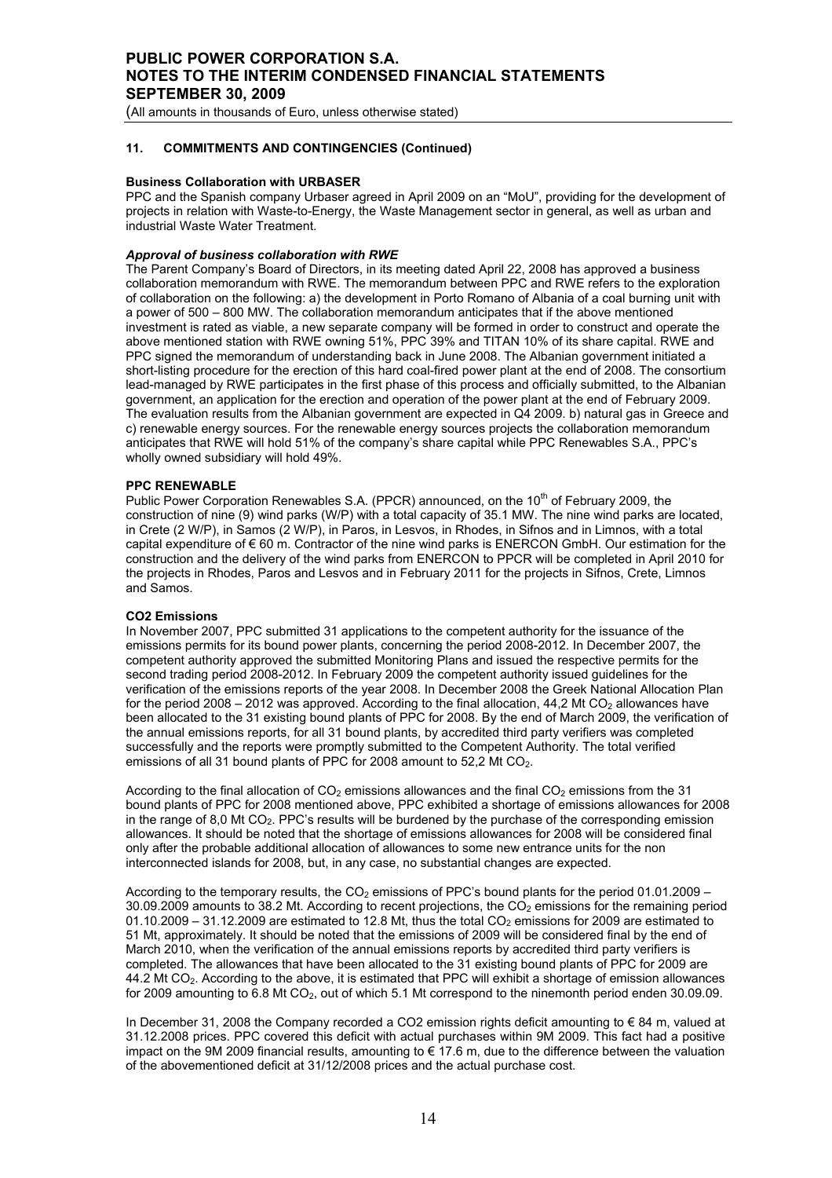## 11. COMMITMENTS AND CONTINGENCIES (Continued)

**Business Collaboration with URBASER**

PPC and the Spanish company Urbaser agreed in April 2009 on an "MoU", providing for the development of projects in relation with Waste-to-Energy, the Waste Management sector in general, as well as urban and industrial Waste Water Treatment.

***Approval of business collaboration with RWE***

The Parent Company's Board of Directors, in its meeting dated April 22, 2008 has approved a business collaboration memorandum with RWE. The memorandum between PPC and RWE refers to the exploration of collaboration on the following: a) the development in Porto Romano of Albania of a coal burning unit with a power of 500 – 800 MW. The collaboration memorandum anticipates that if the above mentioned investment is rated as viable, a new separate company will be formed in order to construct and operate the above mentioned station with RWE owning 51%, PPC 39% and TITAN 10% of its share capital. RWE and PPC signed the memorandum of understanding back in June 2008. The Albanian government initiated a short-listing procedure for the erection of this hard coal-fired power plant at the end of 2008. The consortium lead-managed by RWE participates in the first phase of this process and officially submitted, to the Albanian government, an application for the erection and operation of the power plant at the end of February 2009. The evaluation results from the Albanian government are expected in Q4 2009. b) natural gas in Greece and c) renewable energy sources. For the renewable energy sources projects the collaboration memorandum anticipates that RWE will hold 51% of the company's share capital while PPC Renewables S.A., PPC's wholly owned subsidiary will hold 49%.

**PPC RENEWABLE**

Public Power Corporation Renewables S.A. (PPCR) announced, on the 10th of February 2009, the construction of nine (9) wind parks (W/P) with a total capacity of 35.1 MW. The nine wind parks are located, in Crete (2 W/P), in Samos (2 W/P), in Paros, in Lesvos, in Rhodes, in Sifnos and in Limnos, with a total capital expenditure of € 60 m. Contractor of the nine wind parks is ENERCON GmbH. Our estimation for the construction and the delivery of the wind parks from ENERCON to PPCR will be completed in April 2010 for the projects in Rhodes, Paros and Lesvos and in February 2011 for the projects in Sifnos, Crete, Limnos and Samos.

**CO2 Emissions**

In November 2007, PPC submitted 31 applications to the competent authority for the issuance of the emissions permits for its bound power plants, concerning the period 2008-2012. In December 2007, the competent authority approved the submitted Monitoring Plans and issued the respective permits for the second trading period 2008-2012. In February 2009 the competent authority issued guidelines for the verification of the emissions reports of the year 2008. In December 2008 the Greek National Allocation Plan for the period 2008 – 2012 was approved. According to the final allocation, 44,2 Mt $CO_2$ allowances have been allocated to the 31 existing bound plants of PPC for 2008. By the end of March 2009, the verification of the annual emissions reports, for all 31 bound plants, by accredited third party verifiers was completed successfully and the reports were promptly submitted to the Competent Authority. The total verified emissions of all 31 bound plants of PPC for 2008 amount to 52,2 Mt $CO_2$.

According to the final allocation of $CO_2$ emissions allowances and the final $CO_2$ emissions from the 31 bound plants of PPC for 2008 mentioned above, PPC exhibited a shortage of emissions allowances for 2008 in the range of 8,0 Mt $CO_2$. PPC's results will be burdened by the purchase of the corresponding emission allowances. It should be noted that the shortage of emissions allowances for 2008 will be considered final only after the probable additional allocation of allowances to some new entrance units for the non interconnected islands for 2008, but, in any case, no substantial changes are expected.

According to the temporary results, the $CO_2$ emissions of PPC's bound plants for the period 01.01.2009 – 30.09.2009 amounts to 38.2 Mt. According to recent projections, the $CO_2$ emissions for the remaining period 01.10.2009 – 31.12.2009 are estimated to 12.8 Mt, thus the total $CO_2$ emissions for 2009 are estimated to 51 Mt, approximately. It should be noted that the emissions of 2009 will be considered final by the end of March 2010, when the verification of the annual emissions reports by accredited third party verifiers is completed. The allowances that have been allocated to the 31 existing bound plants of PPC for 2009 are 44.2 Mt $CO_2$. According to the above, it is estimated that PPC will exhibit a shortage of emission allowances for 2009 amounting to 6.8 Mt $CO_2$, out of which 5.1 Mt correspond to the ninemonth period enden 30.09.09.

In December 31, 2008 the Company recorded a CO2 emission rights deficit amounting to € 84 m, valued at 31.12.2008 prices. PPC covered this deficit with actual purchases within 9M 2009. This fact had a positive impact on the 9M 2009 financial results, amounting to € 17.6 m, due to the difference between the valuation of the abovementioned deficit at 31/12/2008 prices and the actual purchase cost.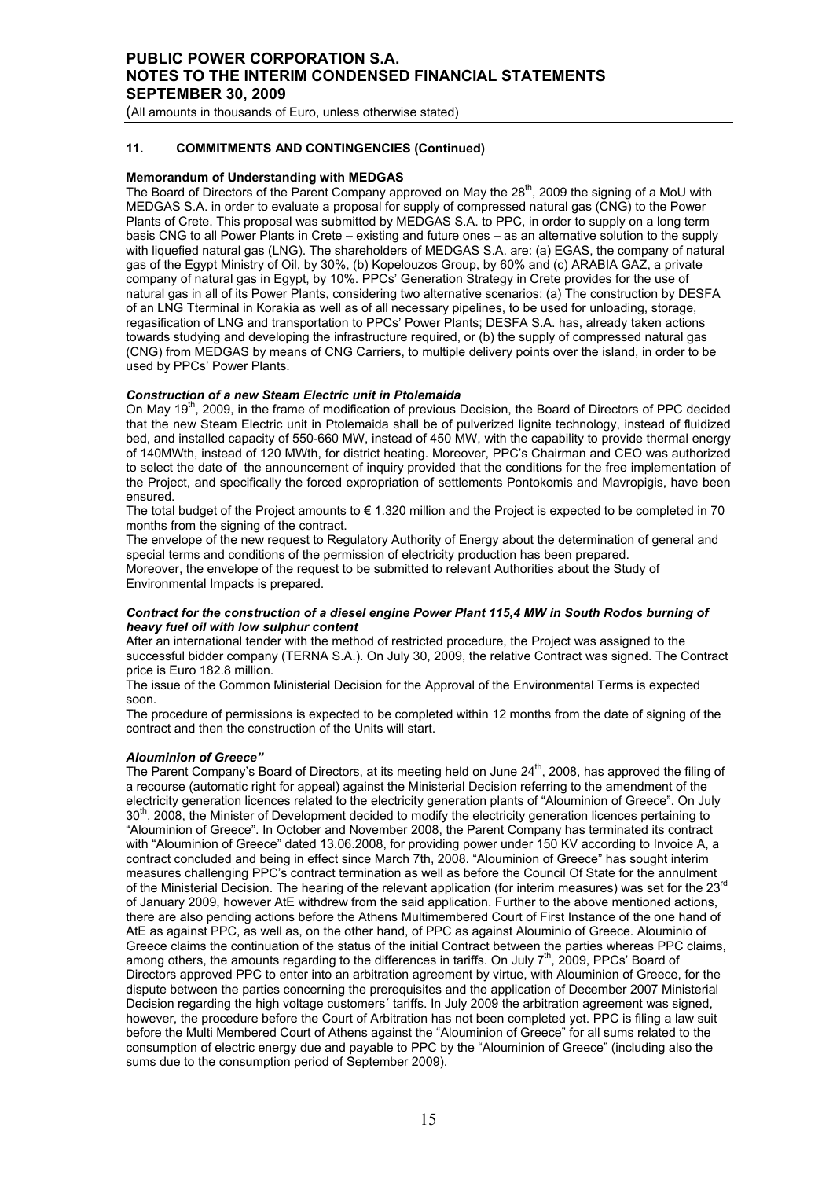## 11. COMMITMENTS AND CONTINGENCIES (Continued)

**Memorandum of Understanding with MEDGAS**

The Board of Directors of the Parent Company approved on May the 28th, 2009 the signing of a MoU with MEDGAS S.A. in order to evaluate a proposal for supply of compressed natural gas (CNG) to the Power Plants of Crete. This proposal was submitted by MEDGAS S.A. to PPC, in order to supply on a long term basis CNG to all Power Plants in Crete – existing and future ones – as an alternative solution to the supply with liquefied natural gas (LNG). The shareholders of MEDGAS S.A. are: (a) EGAS, the company of natural gas of the Egypt Ministry of Oil, by 30%, (b) Kopelouzos Group, by 60% and (c) ARABIA GAZ, a private company of natural gas in Egypt, by 10%. PPCs' Generation Strategy in Crete provides for the use of natural gas in all of its Power Plants, considering two alternative scenarios: (a) The construction by DESFA of an LNG Tterminal in Korakia as well as of all necessary pipelines, to be used for unloading, storage, regasification of LNG and transportation to PPCs' Power Plants; DESFA S.A. has, already taken actions towards studying and developing the infrastructure required, or (b) the supply of compressed natural gas (CNG) from MEDGAS by means of CNG Carriers, to multiple delivery points over the island, in order to be used by PPCs' Power Plants.

***Construction of a new Steam Electric unit in Ptolemaida***

On May 19th, 2009, in the frame of modification of previous Decision, the Board of Directors of PPC decided that the new Steam Electric unit in Ptolemaida shall be of pulverized lignite technology, instead of fluidized bed, and installed capacity of 550-660 MW, instead of 450 MW, with the capability to provide thermal energy of 140MWth, instead of 120 MWth, for district heating. Moreover, PPC's Chairman and CEO was authorized to select the date of the announcement of inquiry provided that the conditions for the free implementation of the Project, and specifically the forced expropriation of settlements Pontokomis and Mavropigis, have been ensured.

The total budget of the Project amounts to € 1.320 million and the Project is expected to be completed in 70 months from the signing of the contract.

The envelope of the new request to Regulatory Authority of Energy about the determination of general and special terms and conditions of the permission of electricity production has been prepared.

Moreover, the envelope of the request to be submitted to relevant Authorities about the Study of Environmental Impacts is prepared.

***Contract for the construction of a diesel engine Power Plant 115,4 MW in South Rodos burning of heavy fuel oil with low sulphur content***

After an international tender with the method of restricted procedure, the Project was assigned to the successful bidder company (TERNA S.A.). On July 30, 2009, the relative Contract was signed. The Contract price is Euro 182.8 million.

The issue of the Common Ministerial Decision for the Approval of the Environmental Terms is expected soon.

The procedure of permissions is expected to be completed within 12 months from the date of signing of the contract and then the construction of the Units will start.

***Alouminion of Greece"***

The Parent Company's Board of Directors, at its meeting held on June 24th, 2008, has approved the filing of a recourse (automatic right for appeal) against the Ministerial Decision referring to the amendment of the electricity generation licences related to the electricity generation plants of "Alouminion of Greece". On July 30th, 2008, the Minister of Development decided to modify the electricity generation licences pertaining to "Alouminion of Greece". In October and November 2008, the Parent Company has terminated its contract with "Alouminion of Greece" dated 13.06.2008, for providing power under 150 KV according to Invoice A, a contract concluded and being in effect since March 7th, 2008. "Alouminion of Greece" has sought interim measures challenging PPC's contract termination as well as before the Council Of State for the annulment of the Ministerial Decision. The hearing of the relevant application (for interim measures) was set for the 23rd of January 2009, however AtE withdrew from the said application. Further to the above mentioned actions, there are also pending actions before the Athens Multimembered Court of First Instance of the one hand of AtE as against PPC, as well as, on the other hand, of PPC as against Alouminio of Greece. Alouminio of Greece claims the continuation of the status of the initial Contract between the parties whereas PPC claims, among others, the amounts regarding to the differences in tariffs. On July 7th, 2009, PPCs' Board of Directors approved PPC to enter into an arbitration agreement by virtue, with Alouminion of Greece, for the dispute between the parties concerning the prerequisites and the application of December 2007 Ministerial Decision regarding the high voltage customers´ tariffs. In July 2009 the arbitration agreement was signed, however, the procedure before the Court of Arbitration has not been completed yet. PPC is filing a law suit before the Multi Membered Court of Athens against the "Alouminion of Greece" for all sums related to the consumption of electric energy due and payable to PPC by the "Alouminion of Greece" (including also the sums due to the consumption period of September 2009).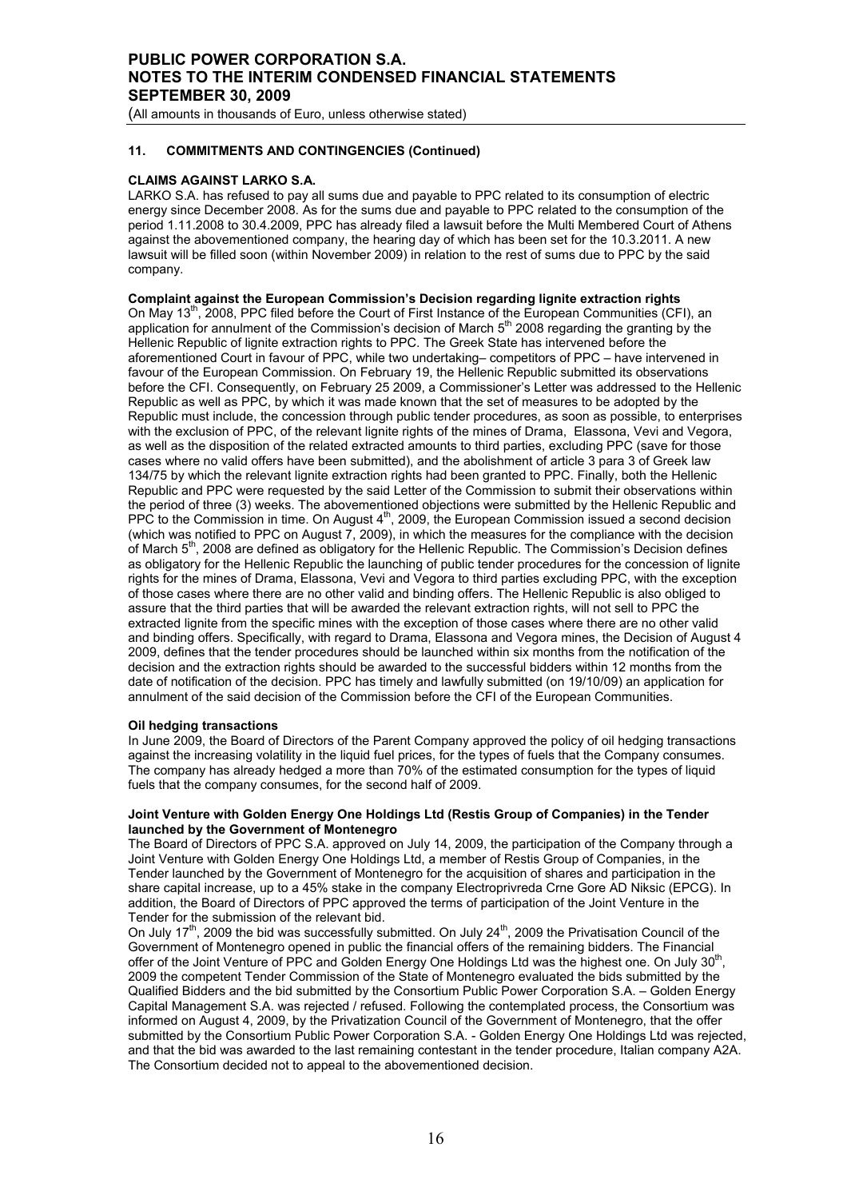### 11. COMMITMENTS AND CONTINGENCIES (Continued)

**CLAIMS AGAINST LARKO S.A.**

LARKO S.A. has refused to pay all sums due and payable to PPC related to its consumption of electric energy since December 2008. As for the sums due and payable to PPC related to the consumption of the period 1.11.2008 to 30.4.2009, PPC has already filed a lawsuit before the Multi Membered Court of Athens against the abovementioned company, the hearing day of which has been set for the 10.3.2011. A new lawsuit will be filled soon (within November 2009) in relation to the rest of sums due to PPC by the said company.

**Complaint against the European Commission's Decision regarding lignite extraction rights**

On May 13[th], 2008, PPC filed before the Court of First Instance of the European Communities (CFI), an application for annulment of the Commission's decision of March 5[th] 2008 regarding the granting by the Hellenic Republic of lignite extraction rights to PPC. The Greek State has intervened before the aforementioned Court in favour of PPC, while two undertaking– competitors of PPC – have intervened in favour of the European Commission. On February 19, the Hellenic Republic submitted its observations before the CFI. Consequently, on February 25 2009, a Commissioner's Letter was addressed to the Hellenic Republic as well as PPC, by which it was made known that the set of measures to be adopted by the Republic must include, the concession through public tender procedures, as soon as possible, to enterprises with the exclusion of PPC, of the relevant lignite rights of the mines of Drama, Elassona, Vevi and Vegora, as well as the disposition of the related extracted amounts to third parties, excluding PPC (save for those cases where no valid offers have been submitted), and the abolishment of article 3 para 3 of Greek law 134/75 by which the relevant lignite extraction rights had been granted to PPC. Finally, both the Hellenic Republic and PPC were requested by the said Letter of the Commission to submit their observations within the period of three (3) weeks. The abovementioned objections were submitted by the Hellenic Republic and PPC to the Commission in time. On August 4[th], 2009, the European Commission issued a second decision (which was notified to PPC on August 7, 2009), in which the measures for the compliance with the decision of March 5[th], 2008 are defined as obligatory for the Hellenic Republic. The Commission's Decision defines as obligatory for the Hellenic Republic the launching of public tender procedures for the concession of lignite rights for the mines of Drama, Elassona, Vevi and Vegora to third parties excluding PPC, with the exception of those cases where there are no other valid and binding offers. The Hellenic Republic is also obliged to assure that the third parties that will be awarded the relevant extraction rights, will not sell to PPC the extracted lignite from the specific mines with the exception of those cases where there are no other valid and binding offers. Specifically, with regard to Drama, Elassona and Vegora mines, the Decision of August 4 2009, defines that the tender procedures should be launched within six months from the notification of the decision and the extraction rights should be awarded to the successful bidders within 12 months from the date of notification of the decision. PPC has timely and lawfully submitted (on 19/10/09) an application for annulment of the said decision of the Commission before the CFI of the European Communities.

**Oil hedging transactions**

In June 2009, the Board of Directors of the Parent Company approved the policy of oil hedging transactions against the increasing volatility in the liquid fuel prices, for the types of fuels that the Company consumes. The company has already hedged a more than 70% of the estimated consumption for the types of liquid fuels that the company consumes, for the second half of 2009.

**Joint Venture with Golden Energy One Holdings Ltd (Restis Group of Companies) in the Tender launched by the Government of Montenegro**

The Board of Directors of PPC S.A. approved on July 14, 2009, the participation of the Company through a Joint Venture with Golden Energy One Holdings Ltd, a member of Restis Group of Companies, in the Tender launched by the Government of Montenegro for the acquisition of shares and participation in the share capital increase, up to a 45% stake in the company Electroprivreda Crne Gore AD Niksic (EPCG). In addition, the Board of Directors of PPC approved the terms of participation of the Joint Venture in the Tender for the submission of the relevant bid.

On July 17[th], 2009 the bid was successfully submitted. On July 24[th], 2009 the Privatisation Council of the Government of Montenegro opened in public the financial offers of the remaining bidders. The Financial offer of the Joint Venture of PPC and Golden Energy One Holdings Ltd was the highest one. On July 30[th], 2009 the competent Tender Commission of the State of Montenegro evaluated the bids submitted by the Qualified Bidders and the bid submitted by the Consortium Public Power Corporation S.A. – Golden Energy Capital Management S.A. was rejected / refused. Following the contemplated process, the Consortium was informed on August 4, 2009, by the Privatization Council of the Government of Montenegro, that the offer submitted by the Consortium Public Power Corporation S.A. - Golden Energy One Holdings Ltd was rejected, and that the bid was awarded to the last remaining contestant in the tender procedure, Italian company A2A. The Consortium decided not to appeal to the abovementioned decision.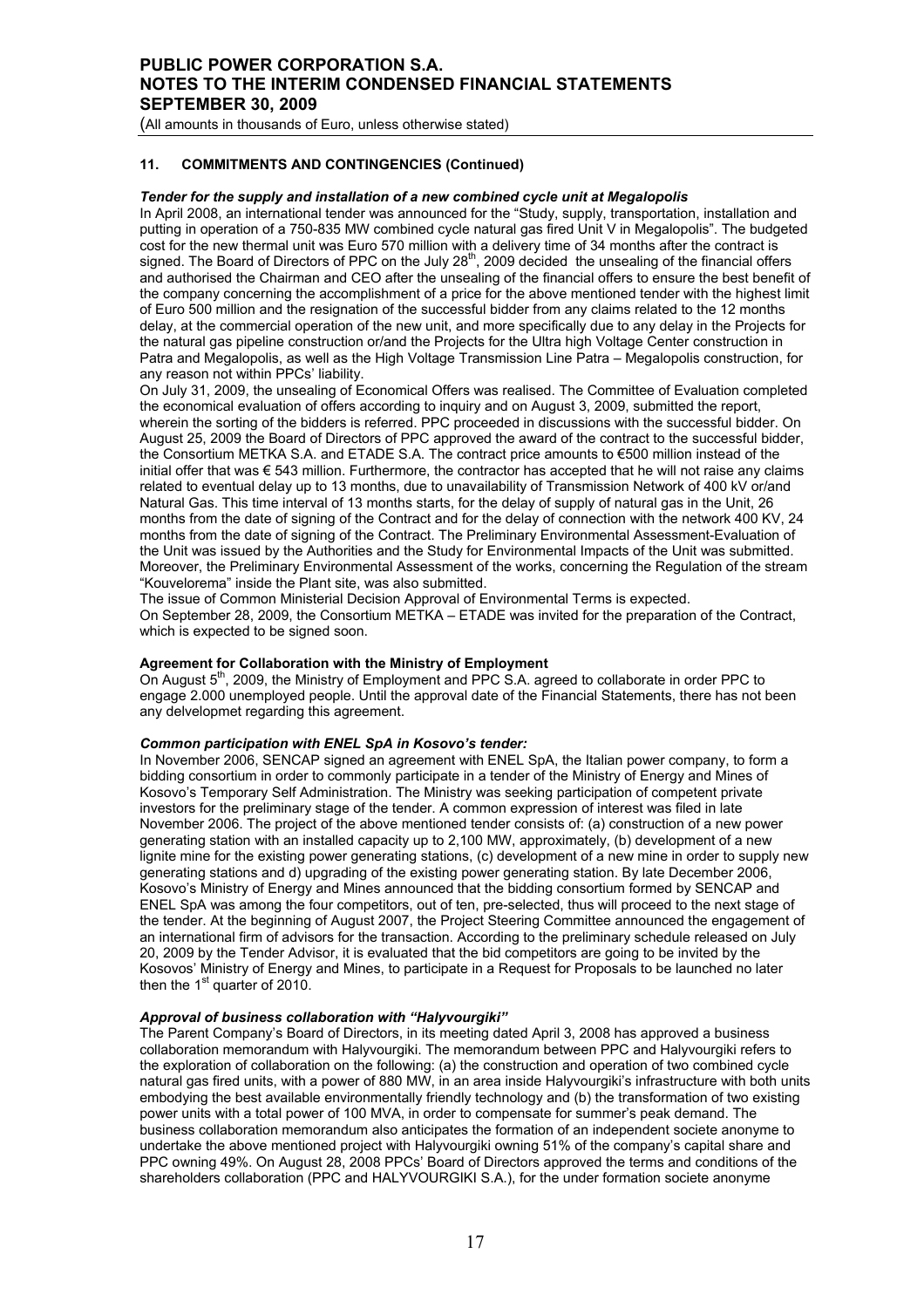## 11. COMMITMENTS AND CONTINGENCIES (Continued)

***Tender for the supply and installation of a new combined cycle unit at Megalopolis***

In April 2008, an international tender was announced for the "Study, supply, transportation, installation and putting in operation of a 750-835 MW combined cycle natural gas fired Unit V in Megalopolis". The budgeted cost for the new thermal unit was Euro 570 million with a delivery time of 34 months after the contract is signed. The Board of Directors of PPC on the July 28th, 2009 decided the unsealing of the financial offers and authorised the Chairman and CEO after the unsealing of the financial offers to ensure the best benefit of the company concerning the accomplishment of a price for the above mentioned tender with the highest limit of Euro 500 million and the resignation of the successful bidder from any claims related to the 12 months delay, at the commercial operation of the new unit, and more specifically due to any delay in the Projects for the natural gas pipeline construction or/and the Projects for the Ultra high Voltage Center construction in Patra and Megalopolis, as well as the High Voltage Transmission Line Patra – Megalopolis construction, for any reason not within PPCs' liability.

On July 31, 2009, the unsealing of Economical Offers was realised. The Committee of Evaluation completed the economical evaluation of offers according to inquiry and on August 3, 2009, submitted the report, wherein the sorting of the bidders is referred. PPC proceeded in discussions with the successful bidder. On August 25, 2009 the Board of Directors of PPC approved the award of the contract to the successful bidder, the Consortium METKA S.A. and ETADE S.A. The contract price amounts to €500 million instead of the initial offer that was € 543 million. Furthermore, the contractor has accepted that he will not raise any claims related to eventual delay up to 13 months, due to unavailability of Transmission Network of 400 kV or/and Natural Gas. This time interval of 13 months starts, for the delay of supply of natural gas in the Unit, 26 months from the date of signing of the Contract and for the delay of connection with the network 400 KV, 24 months from the date of signing of the Contract. The Preliminary Environmental Assessment-Evaluation of the Unit was issued by the Authorities and the Study for Environmental Impacts of the Unit was submitted. Moreover, the Preliminary Environmental Assessment of the works, concerning the Regulation of the stream "Kouvelorema" inside the Plant site, was also submitted.

The issue of Common Ministerial Decision Approval of Environmental Terms is expected.

On September 28, 2009, the Consortium METKA – ETADE was invited for the preparation of the Contract, which is expected to be signed soon.

**Agreement for Collaboration with the Ministry of Employment**

On August 5th, 2009, the Ministry of Employment and PPC S.A. agreed to collaborate in order PPC to engage 2.000 unemployed people. Until the approval date of the Financial Statements, there has not been any delvelopmet regarding this agreement.

***Common participation with ENEL SpA in Kosovo's tender:***

In November 2006, SENCAP signed an agreement with ENEL SpA, the Italian power company, to form a bidding consortium in order to commonly participate in a tender of the Ministry of Energy and Mines of Kosovo's Temporary Self Administration. The Ministry was seeking participation of competent private investors for the preliminary stage of the tender. A common expression of interest was filed in late November 2006. The project of the above mentioned tender consists of: (a) construction of a new power generating station with an installed capacity up to 2,100 MW, approximately, (b) development of a new lignite mine for the existing power generating stations, (c) development of a new mine in order to supply new generating stations and d) upgrading of the existing power generating station. By late December 2006, Kosovo's Ministry of Energy and Mines announced that the bidding consortium formed by SENCAP and ENEL SpA was among the four competitors, out of ten, pre-selected, thus will proceed to the next stage of the tender. At the beginning of August 2007, the Project Steering Committee announced the engagement of an international firm of advisors for the transaction. According to the preliminary schedule released on July 20, 2009 by the Tender Advisor, it is evaluated that the bid competitors are going to be invited by the Kosovos' Ministry of Energy and Mines, to participate in a Request for Proposals to be launched no later then the 1st quarter of 2010.

***Approval of business collaboration with "Halyvourgiki"***

The Parent Company's Board of Directors, in its meeting dated April 3, 2008 has approved a business collaboration memorandum with Halyvourgiki. The memorandum between PPC and Halyvourgiki refers to the exploration of collaboration on the following: (a) the construction and operation of two combined cycle natural gas fired units, with a power of 880 MW, in an area inside Halyvourgiki's infrastructure with both units embodying the best available environmentally friendly technology and (b) the transformation of two existing power units with a total power of 100 MVA, in order to compensate for summer's peak demand. The business collaboration memorandum also anticipates the formation of an independent societe anonyme to undertake the above mentioned project with Halyvourgiki owning 51% of the company's capital share and PPC owning 49%. On August 28, 2008 PPCs' Board of Directors approved the terms and conditions of the shareholders collaboration (PPC and HALYVOURGIKI S.A.), for the under formation societe anonyme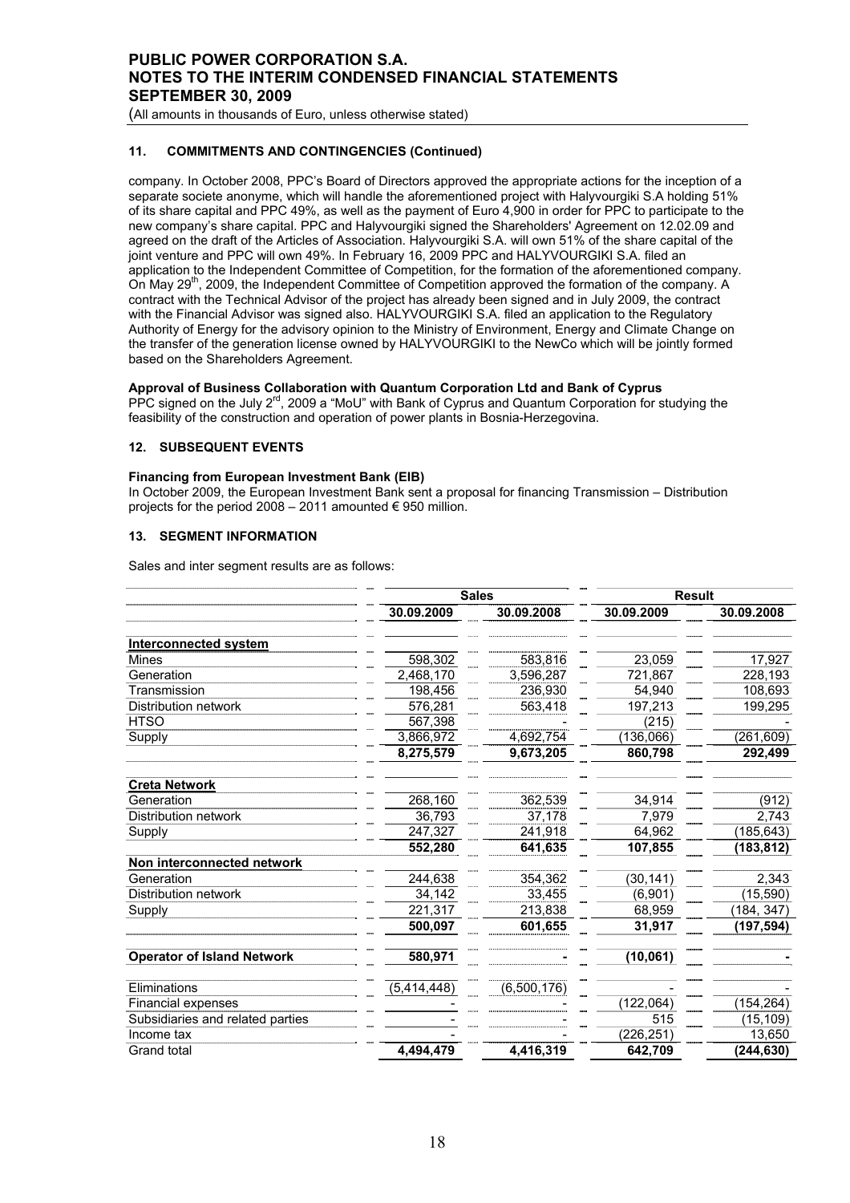### 11. COMMITMENTS AND CONTINGENCIES (Continued)

company. In October 2008, PPC's Board of Directors approved the appropriate actions for the inception of a separate societe anonyme, which will handle the aforementioned project with Halyvourgiki S.A holding 51% of its share capital and PPC 49%, as well as the payment of Euro 4,900 in order for PPC to participate to the new company's share capital. PPC and Halyvourgiki signed the Shareholders' Agreement on 12.02.09 and agreed on the draft of the Articles of Association. Halyvourgiki S.A. will own 51% of the share capital of the joint venture and PPC will own 49%. In February 16, 2009 PPC and HALYVOURGIKI S.A. filed an application to the Independent Committee of Competition, for the formation of the aforementioned company. On May 29th, 2009, the Independent Committee of Competition approved the formation of the company. A contract with the Technical Advisor of the project has already been signed and in July 2009, the contract with the Financial Advisor was signed also. HALYVOURGIKI S.A. filed an application to the Regulatory Authority of Energy for the advisory opinion to the Ministry of Environment, Energy and Climate Change on the transfer of the generation license owned by HALYVOURGIKI to the NewCo which will be jointly formed based on the Shareholders Agreement.

**Approval of Business Collaboration with Quantum Corporation Ltd and Bank of Cyprus**

PPC signed on the July 2rd, 2009 a "MoU" with Bank of Cyprus and Quantum Corporation for studying the feasibility of the construction and operation of power plants in Bosnia-Herzegovina.

### 12. SUBSEQUENT EVENTS

**Financing from European Investment Bank (EIB)**

In October 2009, the European Investment Bank sent a proposal for financing Transmission – Distribution projects for the period 2008 – 2011 amounted € 950 million.

### 13. SEGMENT INFORMATION

Sales and inter segment results are as follows:

| | Sales | | Result | |
|---|---|---|---|---|
| | 30.09.2009 | 30.09.2008 | 30.09.2009 | 30.09.2008 |
| **Interconnected system** | | | | |
| Mines | 598,302 | 583,816 | 23,059 | 17,927 |
| Generation | 2,468,170 | 3,596,287 | 721,867 | 228,193 |
| Transmission | 198,456 | 236,930 | 54,940 | 108,693 |
| Distribution network | 576,281 | 563,418 | 197,213 | 199,295 |
| HTSO | 567,398 | - | (215) | - |
| Supply | 3,866,972 | 4,692,754 | (136,066) | (261,609) |
| | **8,275,579** | **9,673,205** | **860,798** | **292,499** |
| **Creta Network** | | | | |
| Generation | 268,160 | 362,539 | 34,914 | (912) |
| Distribution network | 36,793 | 37,178 | 7,979 | 2,743 |
| Supply | 247,327 | 241,918 | 64,962 | (185,643) |
| | **552,280** | **641,635** | **107,855** | **(183,812)** |
| **Non interconnected network** | | | | |
| Generation | 244,638 | 354,362 | (30,141) | 2,343 |
| Distribution network | 34,142 | 33,455 | (6,901) | (15,590) |
| Supply | 221,317 | 213,838 | 68,959 | (184, 347) |
| | **500,097** | **601,655** | **31,917** | **(197,594)** |
| **Operator of Island Network** | **580,971** | **-** | **(10,061)** | **-** |
| Eliminations | (5,414,448) | (6,500,176) | - | - |
| Financial expenses | - | - | (122,064) | (154,264) |
| Subsidiaries and related parties | - | - | 515 | (15,109) |
| Income tax | - | - | (226,251) | 13,650 |
| Grand total | **4,494,479** | **4,416,319** | **642,709** | **(244,630)** |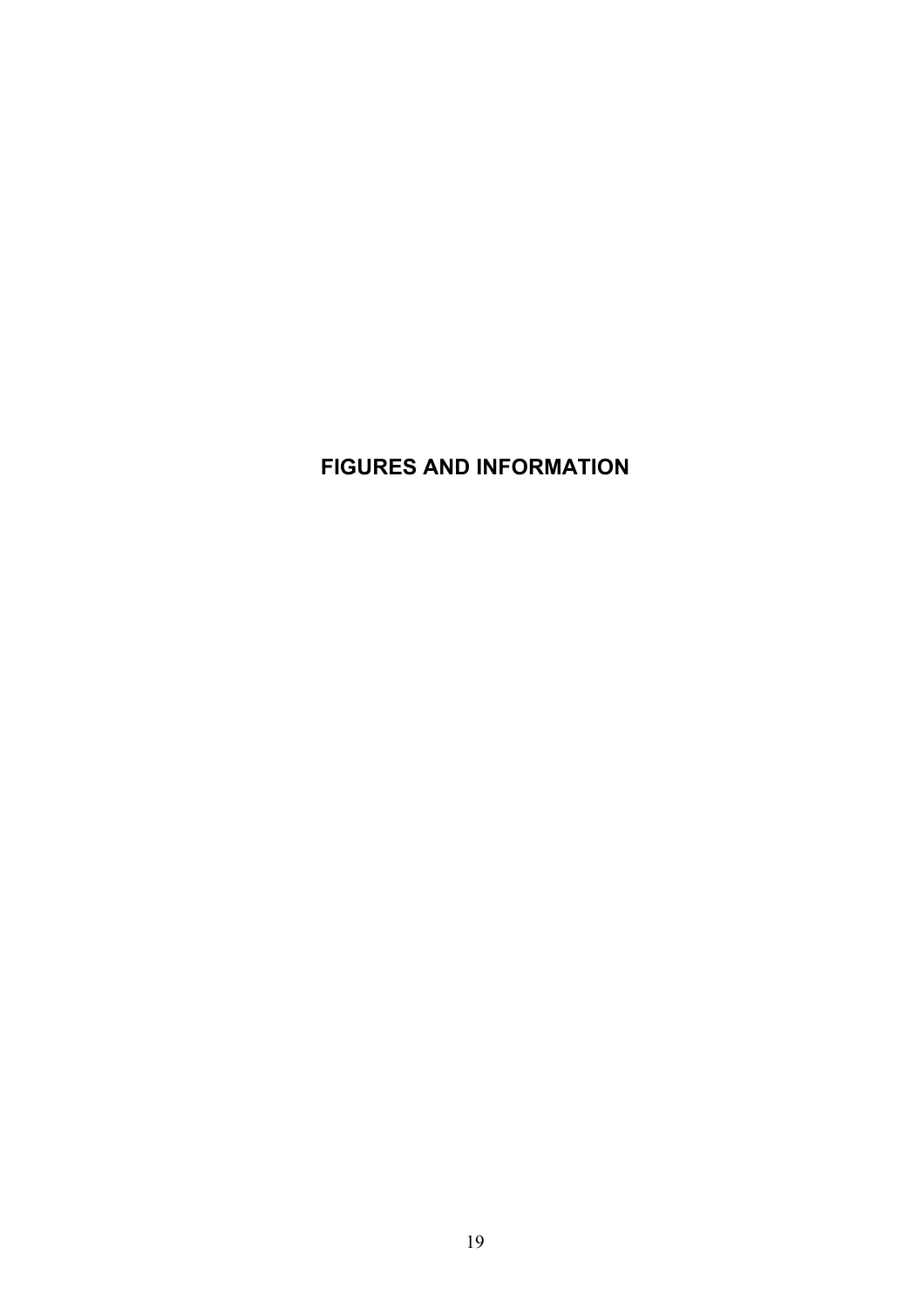# FIGURES AND INFORMATION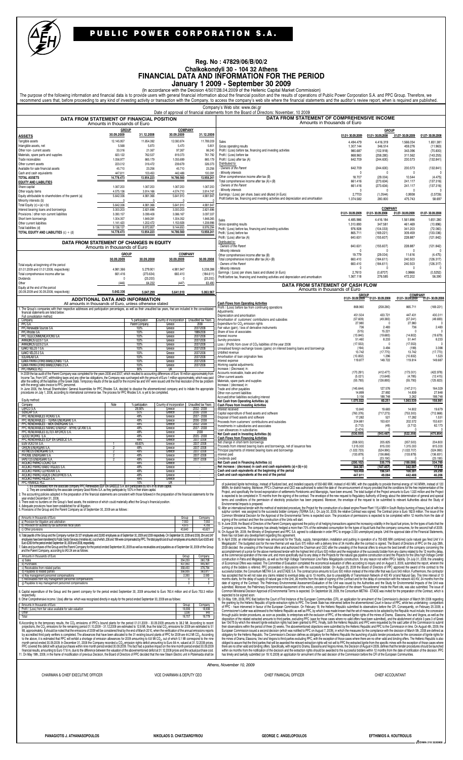# PUBLIC POWER CORPORATION S.A.

## Reg. No: 47829/06/B/00/2
## Chalkokondyli 30 - 104 32 Athens
# FINANCIAL DATA AND INFORMATION FOR THE PERIOD
# January 1 2009 - September 30 2009

(In accordance with the Decision 4/507/28.04.2009 of the Hellenic Capital Market Commission)

The purpose of the following information and financial data is to provide users with general financial information about the financial position and the results of operations of Public Power Corporation S.A. and PPC Group. Therefore, we recommend users that, before proceeding to any kind of investing activity or transaction with the Company, to access the company's web site where the financial statements and the auditor's review report, when is required are published.

Company's Web site: www.dei.gr
Date of approval of financial statements from the Board of Directors: November, 10, 2009

## DATA FROM STATEMENT OF FINANCIAL POSITION
Amounts in thousands of Euro

| | GROUP | | COMPANY | |
|---|---|---|---|---|
| **ASSETS** | **30.09.2009** | **31.12.2008** | **30.09.2009** | **31.12.2008** |
| Tangible assets | 12.145.957 | 11.854.392 | 12.080.874 | 11.789.209 |
| Intangible assets, net | 5.568 | 5.870 | 5.470 | 5.801 |
| Other non- current assets | 33.316 | 21.067 | 97.267 | 86.240 |
| Materials, spare parts and supplies | 820.122 | 762.537 | 819.373 | 761.792 |
| Trade receivables | 1.056.977 | 865.179 | 1.055.699 | 865.179 |
| Other current assets | 223.012 | 318.472 | 239.679 | 326.373 |
| Available for sale financial assets | 45.710 | 23.256 | 45.710 | 23.256 |
| Cash and cash equivalents | 447.811 | 103.450 | 442.488 | 100.391 |
| **TOTAL ASSETS** | **14.778.473** | **13.954.223** | **14.786.560** | **13.958.241** |
| **EQUITY AND LIABILITIES** | | | | |
| Share capital | 1.067.200 | 1.067.200 | 1.067.200 | 1.067.200 |
| Other equity items | 4.575.136 | 3.914.166 | 4.574.710 | 3.914.747 |
| Equity attributable to shareholders of the parent (a) | 5.642.336 | 4.981.366 | 5.641.910 | 4.981.947 |
| Minority interests (b) | 0 | 0 | 0 | 0 |
| Total Equity (c)=(a)+(b) | 5.642.336 | 4.981.366 | 5.641.910 | 4.981.947 |
| Interest bearing loans and borrowings | 3.300.203 | 2.821.696 | 3.300.203 | 2.821.696 |
| Provisions / other non current liabilities | 3.390.157 | 3.099.408 | 3.386.167 | 3.097.337 |
| Short term borrowings | 1.304.357 | 1.849.281 | 1.304.362 | 1.849.265 |
| Other current liabilities | 1.141.420 | 1.202.472 | 1.153.928 | 1.208.996 |
| Total liabilities (d) | 9.136.137 | 8.972.857 | 9.144.650 | 8.976.294 |
| **TOTAL EQUITY AND LIABILITIES (c) + (d)** | **14.778.473** | **13.954.223** | **14.786.560** | **13.958.241** |

## DATA FROM STATEMENT OF CHANGES IN EQUITY
Amounts in thousands of Euro

| | GROUP | | COMPANY | |
|---|---|---|---|---|
| | **30.09.2009** | **30.09.2008** | **30.09.2009** | **30.09.2008** |
| Total equity at beginning of the period (01.01.2009 and 01.01.2008, respectively) | 4.981.366 | 5.279.901 | 4.981.947 | 5.208.288 |
| Total comprehensive income after tax | 661.416 | (273.634) | 660.410 | (184.611) |
| Dividends | 0 | (23.200) | 0 | (23.200) |
| Other | (446) | 64.232 | (447) | 63.490 |
| Equity at the end of the period (30.09.2009 and 30.09.2008, respectively) | 5.642.336 | 5.047.299 | 5.641.910 | 5.063.967 |

## ADDITIONAL DATA AND INFORMATION
All amounts in thousands of Euro, unless otherwise stated

1. The Group's companies with their respective addresses and participation percentages, as well as their unaudited tax years, that are included in the consolidated financial statements are listed below:

Full consolidation method:

| Company | % participation | Country of incorporation | Unaudited tax Years |
|---|---|---|---|
| PPC S.A. | Parent Company | Greece | 2008 |
| PPC Renewable Sources S.A. | 100% | Greece | 2007-2008 |
| PPC Rhodes S.A. | 100% | Greece | 1999-2008 |
| PPC TELECOMMUNICATIONS S.A. | 100% | Greece | 2007-2008 |
| ARKADIKOS ILIOS 1 S.A. | 100% | Greece | 2007-2008 |
| ARKADIKOS ILIOS 2 S.A. | 100% | Greece | 2007-2008 |
| ILIAKO VELOS 1 S.A. | 100% | Greece | 2007-2008 |
| ILIAKO VELOS 2 S.A. | 100% | Greece | 2007-2008 |
| SOLARLAB S.A. | 100% | Greece | 2007-2008 |
| ILIAKA PARKA DITIKIS MAKEDONIAS 1 S.A. | 100% | Greece | 2007-2008 |
| ILIAKA PARKA DITIKIS MAKEDONIAS 2 S.A. | 100% | Greece | 2007-2008 |
| PPC FINANCE PLC | 90% | UK | - |

In 2009 the tax audit of the Parent Company was completed for the years 2006 and 2007, which resulted to accounting differences of Euro 18 million approximately from Income Tax. From VAT, withholding taxes and any other tax obligations, the Company was surcharged with the amount of Euro 1 million approximately, which was paid after the settling of the liabilities of the Greek State. Temporary results of the tax audit for the income tax and VAT were issued until the final resolution of the tax problem with the energy sales invoice to PPC personnel.

In June 2009, the Annual Shareholders' General Assemblies for PPC Rhodes S.A. decided to dissolve the aforementioned company and to initiate the appropriate procedures on July 1, 2009, according to international commerce law. The process for PPC Rhodes S.A. is yet to be completed.

Equity method:

| Company | Note | % participation | Country of incorporation | Unaudited tax Years |
|---|---|---|---|---|
| LARCO S.A. | | 28,56% | Greece | 2002 - 2008 |
| SENCAP S.A. | | 50% | Greece | 2006 - 2008 |
| PPC RENEWABLES ROKAS S.A. | | 49% | Greece | 2007 - 2008 |
| PPC RENEWABLES – TERNA ENERGIAKI S.A. | | 49% | Greece | 2006 - 2008 |
| PPC RENEWABLES – MEK ENERGIAKI S.A. | | 49% | Greece | 2002 - 2008 |
| PPC RENEWABLES NANKO ENERGY – MYHE GITANI S.A. | | 49% | Greece | 2007 - 2008 |
| PPC RENEWABLES ELTEV AIFOROS S.A. | | 49% | Greece | 2008 |
| GOOD WORKS S.A. | | 49% | Greece | 2005 - 2008 |
| PPC RENEWABLES EDF EN GREECE S.A. | | 49% | Greece | 2007 - 2008 |
| EEN VOIOTIA S.A. | 1 | 46,60% | Greece | 2007 - 2008 |
| ORION ENERGIAKI S.A. | 2 | 49% | Greece | 2007 - 2008 |
| ASTREOS ENERGIAKI S.A. | 2 | 49% | Greece | 2007 - 2008 |
| PHOIBE ENERGIAKI S.A. | 2 | 49% | Greece | 2007 - 2008 |
| IAPETOS ENERGIAKI S.A. | 2 | 49% | Greece | 2007 - 2008 |
| AIOLIKO PARKO LOUKO S.A. | | 49% | Greece | - |
| AIOLIKO PARKO BABO VIGLIES S.A. | | 49% | Greece | - |
| AIOLIKO PARKO LEFKIVARI S.A. | | 49% | Greece | - |
| AIOLIKO PARKO AGIOY ONOUFRIOS S.A. | | 49% | Greece | - |
| AIOLIKO PARKO KILIZA S.A. | | 49% | Greece | - |
| PPC FINANCE PLC | | 10% | UK | - |

1. It is consolidated from the associate company PPC Renewables EDF EN GREECE S.A. as it participates by 95% in its share capital.
2. They are consolidated by the associate company Good Works S.A. as they participate by 100% in their share capital.

2. The accounting policies adopted in the preparation of the financial statements are consistent with those followed in the preparation of the financial statements for the year ended December 31, 2008.
3. There exist no burdens on the Group's fixed assets, the existence of which could materially affect the Group's financial position.
4. Adequate provisions have been established for all litigation.
5. Provisions of the Group and the Parent Company as of September 30, 2009 are as follows:

| Amounts in thousands of Euro | Group | Company |
|---|---|---|
| a) Provision for litigation and arbitration | 7.350 | 7.350 |
| b) Provision for audited tax unaudited fiscal years | 4.975 | 4.785 |
| c) Other provisions | 43.840 | 43.821 |

6. Total payrolls of the Group and the Company number 23,327 employees and 23,900 employees as of September 30, 2009 and 2008 respectively. On September 30, 2009 and 2008, 254 and 247 employees have been transferred to Public Sector Services (ministries etc.) out of which, 206 and 199 were compensated by PPC. The total payroll cost of such employees amounted to Euro 6,035 and Euro 6,080 for the period ended September 30, 2009 and 2008, respectively.
7. Sales and purchases of the Group and the Parent Company for the period ended September 30, 2009 as well as receivables and payables as of September 30, 2009 of the Group and the Parent Company, according to IAS 24 are as follows:

| Amounts in thousands of Euro | Group | Company |
|---|---|---|
| a) Sales | 254.233 | 260.728 |
| b) Purchases | 431.963 | 445.461 |
| c) Receivables from related parties | 398.493 | 376.784 |
| d) Payables to related parties | 356.505 | 363.817 |
| e) Key management personnel compensations | 2.350 | 2.083 |
| f) Receivables from key management personnel compensations | 0 | 0 |
| g) Payables to key management personnel compensations | 0 | 0 |

8. Capital expenditure of the Group and the parent company for the period ended September 30, 2009, amounted to Euro 760.4 million and of Euro 753.3 million respectively.
9. Other Comprehensive income / (loss) after tax which was recognized directly in equity for the period ended September 30, 2009 are as follows:

| Amounts in thousands of Euro | Group | Company |
|---|---|---|
| Profit / (Loss) from fair value available for sale valuation | 18.936 | 18.936 |
| Other | (229) | 843 |
| Total | 18.707 | 19.779 |

10. According to the temporary results, the $CO_2$ emissions of PPC's bound plants for the period 01.01.2009 – 30.09.2009 amounts to 38.2 Mt. According to recent projections, the $CO_2$ emissions for the remaining period 01.10.2009 – 31.12.2009 are estimated to 12.8 Mt, thus the total $CO_2$ emissions for 2009 are estimated to 51 Mt, approximately. It should be noted that the emissions of 2009 will be considered final by the end of March 2010, when the verification of the annual emissions reports by accredited third party verifiers is completed. The allowances that have been allocated to the 31 existing bound plants of PPC for 2009 are 44.2 Mt $CO_2$. According to the above, it is estimated that PPC will exhibit a shortage of emission allowances for 2009 amounting to 6.8 Mt $CO_2$, out of which 5.1 Mt correspond to the nine month period ended 30.09.2009. In December 31, 2008 the Company recorded a $CO_2$ emission rights deficit amounting to Euro 84 m, valued at 31.12.2008 prices. PPC covered this deficit with actual purchases within nine month period ended 30.09.2009. This fact had a positive impact on the nine month period ended 30.09.2009 financial results, amounting to Euro 17.6 m, due to the difference between the valuation of the abovementioned deficit at 31.12.2008 prices and the actual purchase cost.

11. On May 19th, 2009, in the frame of modification of previous Decision, the Board of Directors of PPC decided that the new Steam Electric unit in Ptolemaida shall be of pulverized lignite technology, instead of fluidized bed, and installed capacity of 550-660 MW, instead of 450 MW, with the capability to provide thermal energy of 140 MWth, instead of 120 MWth, for district heating. Moreover, PPC's Chairman and CEO was authorized to select the date of the announcement of inquiry provided that the conditions for the free implementation of the Project, and specifically the forced expropriation of settlements Pontokomis and Mavropigis, have been ensured. The total budget of the Project amounts to Euro 1,320 million and the Project is expected to be completed in 70 months from the signing of the contract. The envelope of the new request to Regulatory Authority of Energy about the determination of general and special terms and conditions of the permission of electricity production has been prepared. Moreover, the envelope of the request to be submitted to relevant Authorities about the Study of Environmental Impacts is prepared.

12. After an international tender with the method of restricted procedure, the Project for the construction of a diesel engine Power Plant 116.4 MW in South Rodos burning of heavy fuel oil with low sulphur content was assigned to the successful bidder company (TERNA S.A.). On July 30, 2009, the relative Contract was signed. The Contract price is Euro 192.8 million. The issue of the Common Ministerial Decision for the Approval of the Environmental Terms is expected soon. The procedure of permissions is expected to be completed within 12 months from the date of signing of the contract and then the construction of the Units will start.

13. In June 2009, the Board of Directors of the Parent Company approved the policy of oil hedging transactions against the increasing volatility in the liquid fuel prices, for the types of fuels that the Company consumes. The company has already hedged a more than 70% of the estimated consumption for the types of liquid fuels that the company consumes, for the second half of 2009.

14. On August 5th, 2009, the Ministry of Employment and PPC S.A. agreed to collaborate in order PPC to engage 2,000 unemployed people. Until the approval date of the Financial Statements, there has not been any development regarding this agreement.

15. In April 2009, an international tender was announced for the "Study, supply, transportation, installation and putting in operation of a 750-835 MW combined cycle natural gas fired Unit V in Megalopolis". The budgeted cost for the new thermal unit was Euro 570 million with a delivery time of 34 months after the contract is signed. The Board of Directors of PPC on the July 28th, 2009 decided the unsealing of the financial offers and authorized the Chairman and CEO after the unsealing of the financial offers to ensure the best benefit of the company concerning the accomplishment of a price for the above mentioned tender with the highest limit of Euro 500 million and the resignation of the successful bidder from any claims related to the 12 months delay, at the commercial operation of the new unit, and more specifically due to any delay in the Projects for the natural gas pipeline construction on and the Projects for the Ultra High Voltage Center construction in Patra and Megalopolis, as well as the High Voltage Transmission Line Patra- Megalopolis construction, for any reason not within PPCs liability. On July 31, 2009, the unsealing of Economical Offers was realized. The Committee of Evaluation completed the economical evaluation of offers according to inquiry and on August 3, 2009, submitted the report, wherein the sorting of the bidders is referred. PPC proceeded in discussions with the successful bidder. On August 25, 2009 the Board of Directors of PPC approved the award of the contract to the successful bidder, the Consortium METKA S.A. and ETADE S.A. The contract price amounts to Euro 500 million instead of the initial offer that was Euro 543 million. Furthermore, the contractor has accepted that he will not raise any claims related to eventual delay up to 13 months, due to unavailability of Transmission Network of 400 KV or/and Natural Gas. This time interval of 13 months starts, for the delay of supply of natural gas in the Unit, 26 months from the date of signing of the Contract and for the delay of connection with the network 400 KV, 24 months from the date of signing of the Contract. The preliminary Environmental Assessment-Evaluation of the Unit was issued by the Authorities and the Study for Environmental Impacts of the Unit was submitted. Moreover, the Preliminary Environmental Assessment of the works, concerning the Regulation of the stream "Kouvelorema" inside the Plant site, was also submitted. The issue of Common Ministerial Decision Approval of Environmental Terms is expected. On September 28, 2009, the Consortium METKA - ETADE was invited for the preparation of the Contract, which is expected to be signed soon.

16. On May 13th, 2008, PPC filed before the Court of First Instance of the European Communities (CFI), an application for annulment of the Commission's decision of March 5th 2008 regarding the granting by the Hellenic Republic of lignite extraction rights to PPC. The Greek State has intervened before the aforementioned Court in favour of PPC, while two undertakings - competitors of PPC - have intervened in favour of the European Commission. On February 19, the Hellenic Republic submitted its observations before the CFI. Consequently, on February 25 2009, a Commissioner's Letter was addressed to the Hellenic Republic as well as PPC, by which it was made known that the set of measures to be adopted by the Republic must include, the concession through public tender procedures, as soon as possible, to enterprises with the exclusion of PPC, of the relevant lignite rights of the mines of Drama, Elassona, Vevi and Vegora, as well as the disposition of the related extracted amounts to third parties, excluding PPC (save for those cases where no valid offers have been submitted), and the abolishment of article 3 para 3 of Greek law 134/75 by which the relevant lignite extraction rights had been granted to PPC. Finally, both the Hellenic Republic and PPC were requested by the said Letter of the Commission to submit their observations within the period of three (3) weeks. The abovementioned objections were submitted by the Hellenic Republic and PPC to the Commission in time. On August 4th, 2009, the European Commission issued a second decision (which was notified to PPC on August 7, 2009), in which the measures for the compliance with the decision of March 5th, 2008 are defined as obligatory for the Hellenic Republic. The Commission's Decision defines as obligatory for the Hellenic Republic the launching of public tender procedures for the concession of lignite rights for the mines of Drama, Elassona, Vevi and Vegora to third parties excluding PPC, with the exception of those cases where there are no other valid and binding offers. The Hellenic Republic is also obliged to assure that the third parties that will be awarded the relevant extraction rights will not sell to PPC the extracted lignite from the specific mines with the exception of those cases where there are no other valid and binding offers. Specifically, with regard to Drama, Elassona and Vegora mines, the Decision of August 4 2009, defines that the tender procedures should be launched within six months from the notification of the decision and the extraction rights should be awarded to the successful bidders within 12 months from the date of notification of the decision. PPC has timely and lawfully submitted (on 19.10.2009) an application for annulment of the said decision of the Commission before the CFI of the European Communities.

## DATA FROM STATEMENT OF COMPREHENSIVE INCOME
Amounts in thousands of Euro

| | GROUP | | | |
|---|---|---|---|---|
| | **01.01-30.09.2009** | **01.01-30.09.2008** | **01.07-30.09.2009** | **01.07-30.09.2008** |
| Sales | 4.494.479 | 4.416.319 | 1.568.054 | 1.651.281 |
| Gross operating results | 1.307.144 | 346.514 | 459.276 | (11.963) |
| Profit / (Loss) before tax, financing and investing activities | 980.687 | (102.918) | 343.396 | (70.830) |
| Profit / (Loss) before tax | 868.960 | (258.280) | 311.562 | (143.255) |
| Profit / (Loss) after tax (A) | 642.709 | (244.630) | 230.573 | (132.841) |
| Distributed to: | | | | |
| - Owners of the Parent | 642.709 | (244.630) | 230.573 | (132.841) |
| - Minority interests | 0 | 0 | 0 | 0 |
| Other comprehensive income after tax (B) | 18.707 | (29.004) | 10.544 | (4.475) |
| Total comprehensive income after tax (A)+(B) | 661.416 | (273.634) | 241.117 | (137.316) |
| - Owners of the Parent | 661.416 | (273.634) | 241.117 | (137.316) |
| - Minority interests | 0 | 0 | 0 | 0 |
| Earnings / (Loss) per share, basic and diluted (in Euro) | 2,7703 | (1,0544) | 0,9938 | (0,5726) |
| Profit before tax, financing and investing activities and depreciation and amortisation | 1.374.582 | 280.800 | 475.743 | 98.697 |

| | COMPANY | | | |
|---|---|---|---|---|
| | **01.01-30.09.2009** | **01.01-30.09.2008** | **01.07-30.09.2009** | **01.07-30.09.2008** |
| Sales | 4.485.986 | 4.416.184 | 1.561.696 | 1.651.280 |
| Gross operating results | 1.310.893 | 347.581 | 461.469 | (10.896) |
| Profit / (Loss) before tax, financing and investing activities | 976.928 | (104.033) | 341.203 | (72.060) |
| Profit / (Loss) before tax | 865.711 | (169.221) | 309.459 | (133.036) |
| Profit / (Loss) after tax (A) | 640.631 | (155.607) | 228.887 | (121.842) |
| Distributed to: | | | | |
| - Owners of the Parent | 640.631 | (155.607) | 228.887 | (121.842) |
| - Minority interests | 0 | 0 | 0 | 0 |
| Other comprehensive income after tax (B) | 19.779 | (29.004) | 11.616 | (4.475) |
| Total comprehensive income after tax (A)+(B) | 660.410 | (184.611) | 240.503 | (126.317) |
| - Owners of the Parent | 660.410 | (184.611) | 240.503 | (126.317) |
| - Minority interests | 0 | 0 | 0 | 0 |
| Earnings / (Loss) per share, basic and diluted (in Euro) | 2,7613 | (0,6707) | 0,9866 | (0,5252) |
| Profit before tax, financing and investing activities and depreciation and amortisation | 1.367.118 | 276.585 | 472.202 | 56.390 |

## DATA FROM STATEMENT OF CASH FLOW
Amounts in thousands of Euro

| | GROUP | | COMPANY | |
|---|---|---|---|---|
| | **01.01-30.09.2009** | **01.01-30.09.2008** | **01.01-30.09.2009** | **01.01-30.09.2008** |
| **Cash Flows from Operating Activities** | | | | |
| Profit / (Loss) before tax from continuing operations | 868.960 | (258.280) | 865.711 | (169.221) |
| Adjustments: | | | | |
| Depreciation and amortisation | 451.504 | 433.721 | 447.431 | 430.311 |
| Amortisation of customers' contributions and subsidies | (57.609) | (49.980) | (57.241) | (49.669) |
| Expenditure for $CO_2$ emission rights | 27.980 | 0 | 27.980 | 0 |
| Fair value (gain) / loss of derivative instruments | 736 | 2.483 | 736 | 2.483 |
| Share of loss of associates | (515) | 15.221 | 0 | 0 |
| Interest income | (13.840) | (19.683) | (14.802) | (19.679) |
| Sundry provisions | 51.460 | 8.233 | 51.441 | 8.233 |
| Loss / (Profit) from cover of $CO_2$ liabilities of the year 2008 | (17.553) | 0 | (17.553) | 0 |
| Unrealised foreign exchange losses (gains) on interest bearing loans and borrowings | (194) | 3.494 | (199) | 3.398 |
| Unbilled revenue | 13.742 | (17.770) | 13.742 | (17.770) |
| Amortisation of loan origination fees | (10.832) | 1.296 | (10.832) | 1.523 |
| Interest expense | 119.677 | 149.722 | 119.814 | 149.687 |
| Working capital adjustments: | | | | |
| Increase / (Decrease) in: | | | | |
| Accounts receivable, trade and other | (170.291) | (412.477) | (173.001) | (422.978) |
| Other current assets | (5.021) | (13.649) | (4.785) | (12.415) |
| Materials, spare parts and supplies | (55.793) | (126.893) | (55.793) | (125.823) |
| Increase / (decrease) in: | | | | |
| Trade and other payables | (145.644) | 127.576 | (147.211) | 164.329 |
| Other non-current liabilities | 14.899 | 27.860 | 14.839 | 27.848 |
| Accrued/other liabilities excluding interest | 3.156 | 188.748 | 3.262 | 188.748 |
| **Net Cash from Operating Activities (a)** | **1.075.022** | **60.251** | **1.063.539** | **158.961** |
| **Cash Flows from Investing Activities** | | | | |
| Interest received | 13.840 | 19.683 | 14.802 | 19.679 |
| Capital expenditure of fixed assets and software | (760.376) | (717.273) | (753.300) | (712.668) |
| Disposal of fixed assets and software | 17.282 | 521 | 17.282 | 1.531 |
| Proceeds from customers' contributions and subsidies | 204.881 | 153.631 | 202.572 | 153.631 |
| Investments in subsidiaries and associates | (3.712) | (49) | (3.712) | 62.175 |
| Loan allowances in subsidiaries | (2.474) | 0 | 0 | 0 |
| **Net Cash used in Investing Activities (b)** | **(530.559)** | **(543.487)** | **(522.356)** | **(475.854)** |
| **Cash Flows from Financing Activities** | | | | |
| Net change in short-term borrowings | (358.500) | 205.825 | (357.500) | 204.800 |
| Proceeds from interest bearing loans and borrowings, net of issuance fees | 1.315.000 | 815.000 | 1.315.000 | 815.000 |
| Principal payments of interest bearing loans and borrowings | (1.022.723) | (524.990) | (1.022.707) | (524.990) |
| Interest paid | (133.879) | (136.866) | (133.879) | (136.831) |
| Dividends paid | 0 | (23.190) | 0 | (23.190) |
| **Net Cash used in Financing Activities (c)** | **(200.102)** | **335.779** | **(199.086)** | **334.789** |
| **Net increase / (decrease) in cash and cash equivalents (a)+(b)+(c)** | **344.361** | **(147.457)** | **342.097** | **17.916** |
| **Cash and cash equivalents at the beginning of the period** | **103.450** | **196.541** | **100.391** | **28.290** |
| **Cash and cash equivalents at the end of the period** | **447.811** | **49.084** | **442.488** | **46.206** |

Athens, November 10, 2009

| CHAIRMAN & CHIEF EXECUTIVE OFFICER | VICE CHAIRMAN & DEPUTY CEO | CHIEF FINANCIAL OFFICER | CHIEF ACCOUNTANT |
|---|---|---|---|
| PANAGIOTIS J. ATHANASOPOULOS | NIKOLAOS D. CHATZIARGYRIOU | GEORGE C. ANGELOPOULOS | EFTHIMIOS A. KOUTROULIS |